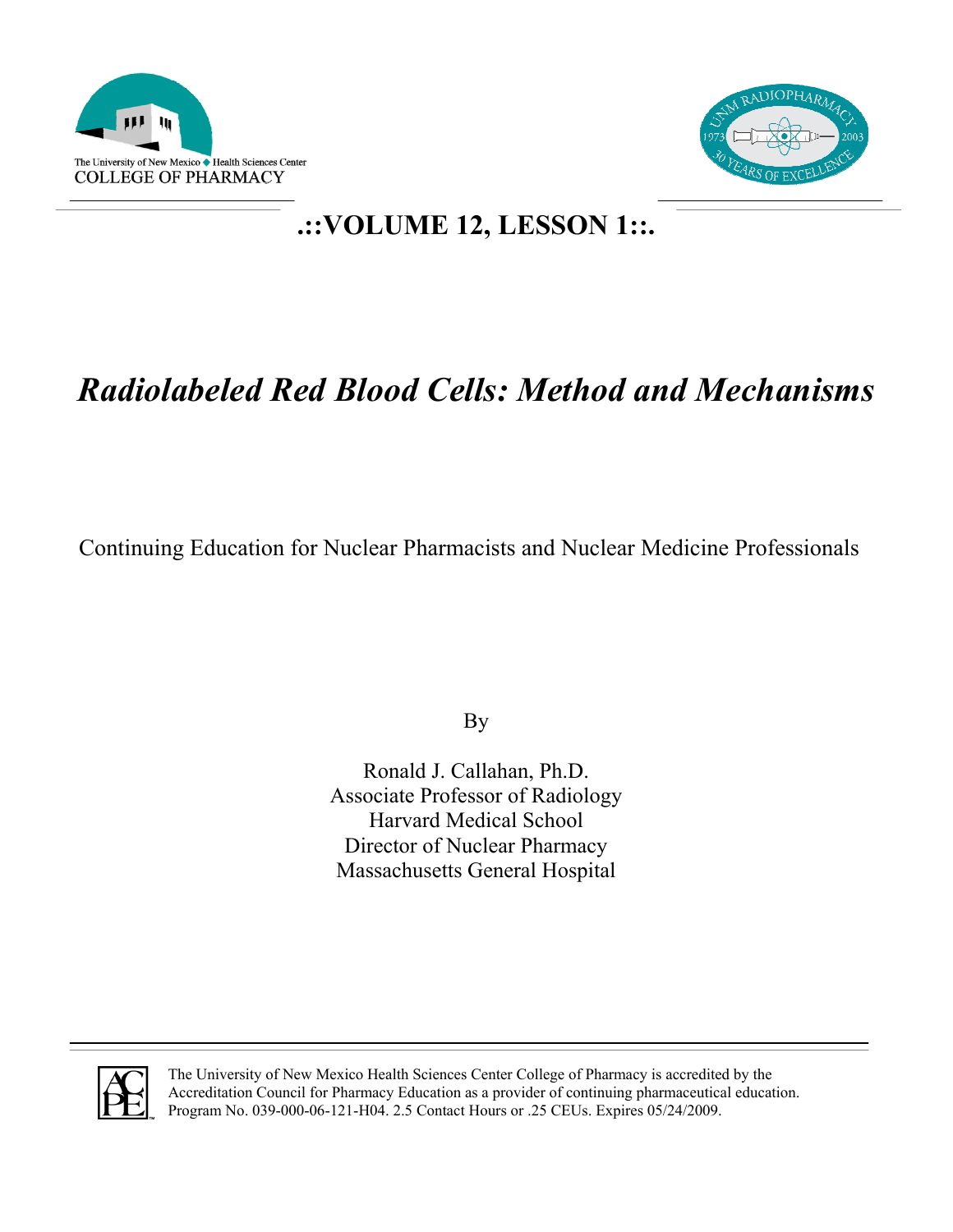The University of New Mexico ◆ Health Sciences Center
COLLEGE OF PHARMACY

UNM RADIOPHARMACY 1973 2003 30 YEARS OF EXCELLENCE

# .::VOLUME 12, LESSON 1::.

# *Radiolabeled Red Blood Cells: Method and Mechanisms*

Continuing Education for Nuclear Pharmacists and Nuclear Medicine Professionals

By

Ronald J. Callahan, Ph.D.
Associate Professor of Radiology
Harvard Medical School
Director of Nuclear Pharmacy
Massachusetts General Hospital

---

The University of New Mexico Health Sciences Center College of Pharmacy is accredited by the Accreditation Council for Pharmacy Education as a provider of continuing pharmaceutical education. Program No. 039-000-06-121-H04. 2.5 Contact Hours or .25 CEUs. Expires 05/24/2009.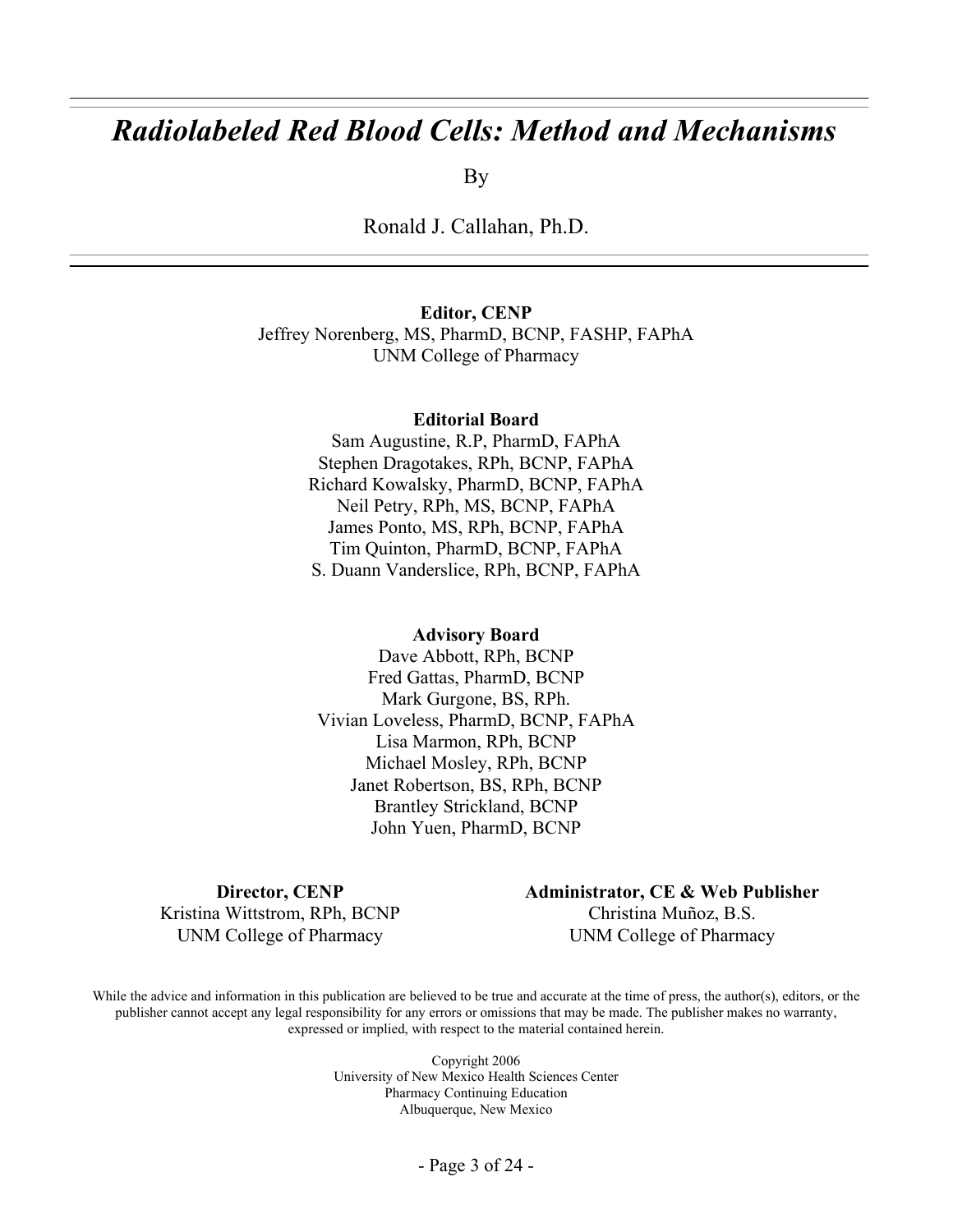# *Radiolabeled Red Blood Cells: Method and Mechanisms*

By

Ronald J. Callahan, Ph.D.

---

**Editor, CENP**
Jeffrey Norenberg, MS, PharmD, BCNP, FASHP, FAPhA
UNM College of Pharmacy

**Editorial Board**
Sam Augustine, R.P, PharmD, FAPhA
Stephen Dragotakes, RPh, BCNP, FAPhA
Richard Kowalsky, PharmD, BCNP, FAPhA
Neil Petry, RPh, MS, BCNP, FAPhA
James Ponto, MS, RPh, BCNP, FAPhA
Tim Quinton, PharmD, BCNP, FAPhA
S. Duann Vanderslice, RPh, BCNP, FAPhA

**Advisory Board**
Dave Abbott, RPh, BCNP
Fred Gattas, PharmD, BCNP
Mark Gurgone, BS, RPh.
Vivian Loveless, PharmD, BCNP, FAPhA
Lisa Marmon, RPh, BCNP
Michael Mosley, RPh, BCNP
Janet Robertson, BS, RPh, BCNP
Brantley Strickland, BCNP
John Yuen, PharmD, BCNP

**Director, CENP**
Kristina Wittstrom, RPh, BCNP
UNM College of Pharmacy

**Administrator, CE & Web Publisher**
Christina Muñoz, B.S.
UNM College of Pharmacy

While the advice and information in this publication are believed to be true and accurate at the time of press, the author(s), editors, or the publisher cannot accept any legal responsibility for any errors or omissions that may be made. The publisher makes no warranty, expressed or implied, with respect to the material contained herein.

Copyright 2006
University of New Mexico Health Sciences Center
Pharmacy Continuing Education
Albuquerque, New Mexico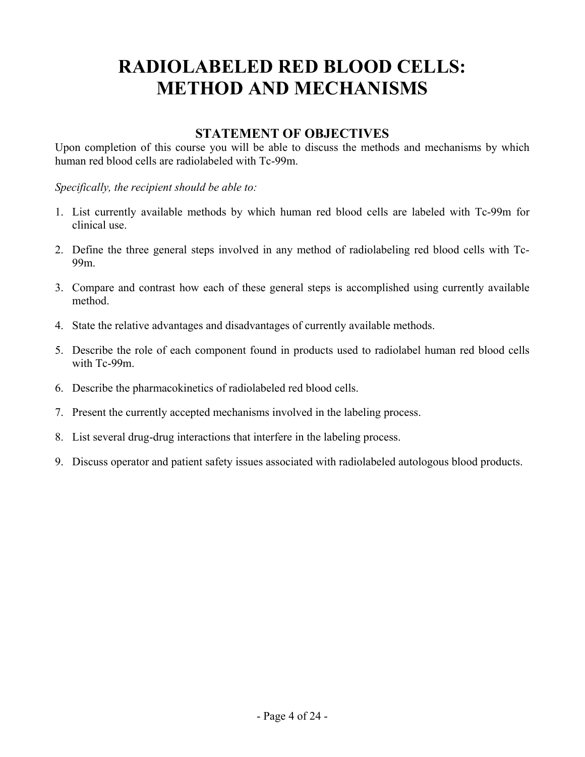# RADIOLABELED RED BLOOD CELLS: METHOD AND MECHANISMS

## STATEMENT OF OBJECTIVES

Upon completion of this course you will be able to discuss the methods and mechanisms by which human red blood cells are radiolabeled with Tc-99m.

*Specifically, the recipient should be able to:*

1. List currently available methods by which human red blood cells are labeled with Tc-99m for clinical use.
2. Define the three general steps involved in any method of radiolabeling red blood cells with Tc-99m.
3. Compare and contrast how each of these general steps is accomplished using currently available method.
4. State the relative advantages and disadvantages of currently available methods.
5. Describe the role of each component found in products used to radiolabel human red blood cells with Tc-99m.
6. Describe the pharmacokinetics of radiolabeled red blood cells.
7. Present the currently accepted mechanisms involved in the labeling process.
8. List several drug-drug interactions that interfere in the labeling process.
9. Discuss operator and patient safety issues associated with radiolabeled autologous blood products.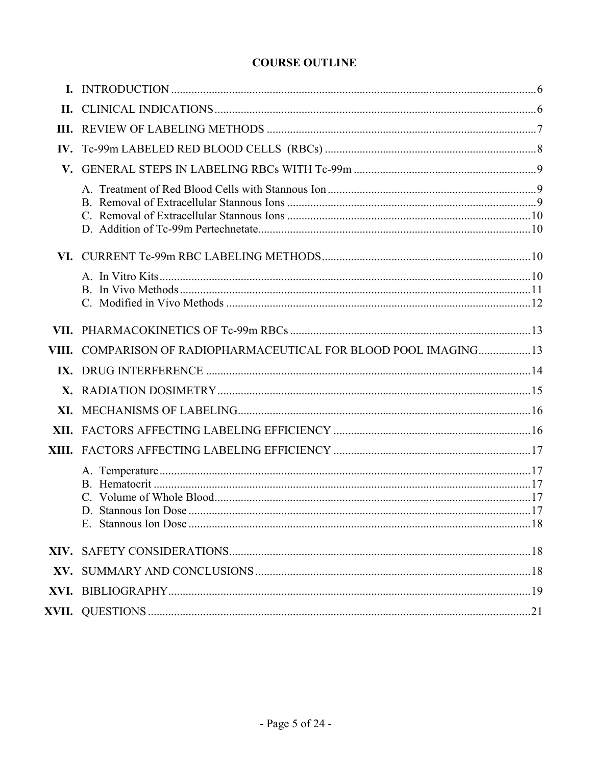# COURSE OUTLINE

**I.** INTRODUCTION ........................................................................................................................6

**II.** CLINICAL INDICATIONS ..............................................................................................................6

**III.** REVIEW OF LABELING METHODS ............................................................................................7

**IV.** Tc-99m LABELED RED BLOOD CELLS (RBCs) .........................................................................8

**V.** GENERAL STEPS IN LABELING RBCs WITH Tc-99m ...............................................................9

- A. Treatment of Red Blood Cells with Stannous Ion ........................................................................9
- B. Removal of Extracellular Stannous Ions ......................................................................................9
- C. Removal of Extracellular Stannous Ions ....................................................................................10
- D. Addition of Tc-99m Pertechnetate..............................................................................................10

**VI.** CURRENT Tc-99m RBC LABELING METHODS ........................................................................10

- A. In Vitro Kits ................................................................................................................................10
- B. In Vivo Methods .........................................................................................................................11
- C. Modified in Vivo Methods .........................................................................................................12

**VII.** PHARMACOKINETICS OF Tc-99m RBCs ...................................................................................13

**VIII.** COMPARISON OF RADIOPHARMACEUTICAL FOR BLOOD POOL IMAGING..................13

**IX.** DRUG INTERFERENCE ................................................................................................................14

**X.** RADIATION DOSIMETRY ............................................................................................................15

**XI.** MECHANISMS OF LABELING .....................................................................................................16

**XII.** FACTORS AFFECTING LABELING EFFICIENCY ....................................................................16

**XIII.** FACTORS AFFECTING LABELING EFFICIENCY ....................................................................17

- A. Temperature ................................................................................................................................17
- B. Hematocrit ..................................................................................................................................17
- C. Volume of Whole Blood .............................................................................................................17
- D. Stannous Ion Dose ......................................................................................................................17
- E. Stannous Ion Dose ......................................................................................................................18

**XIV.** SAFETY CONSIDERATIONS ........................................................................................................18

**XV.** SUMMARY AND CONCLUSIONS ...............................................................................................18

**XVI.** BIBLIOGRAPHY .............................................................................................................................19

**XVII.** QUESTIONS ....................................................................................................................................21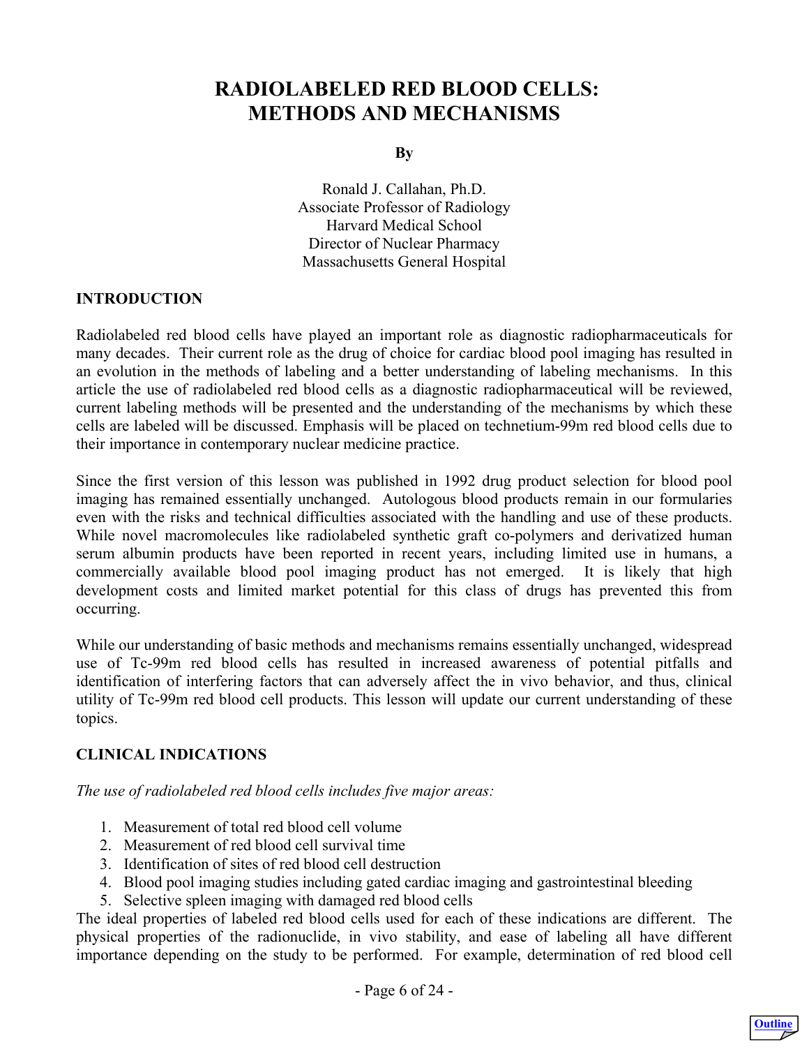# RADIOLABELED RED BLOOD CELLS: METHODS AND MECHANISMS

**By**

Ronald J. Callahan, Ph.D.
Associate Professor of Radiology
Harvard Medical School
Director of Nuclear Pharmacy
Massachusetts General Hospital

## INTRODUCTION

Radiolabeled red blood cells have played an important role as diagnostic radiopharmaceuticals for many decades. Their current role as the drug of choice for cardiac blood pool imaging has resulted in an evolution in the methods of labeling and a better understanding of labeling mechanisms. In this article the use of radiolabeled red blood cells as a diagnostic radiopharmaceutical will be reviewed, current labeling methods will be presented and the understanding of the mechanisms by which these cells are labeled will be discussed. Emphasis will be placed on technetium-99m red blood cells due to their importance in contemporary nuclear medicine practice.

Since the first version of this lesson was published in 1992 drug product selection for blood pool imaging has remained essentially unchanged. Autologous blood products remain in our formularies even with the risks and technical difficulties associated with the handling and use of these products. While novel macromolecules like radiolabeled synthetic graft co-polymers and derivatized human serum albumin products have been reported in recent years, including limited use in humans, a commercially available blood pool imaging product has not emerged. It is likely that high development costs and limited market potential for this class of drugs has prevented this from occurring.

While our understanding of basic methods and mechanisms remains essentially unchanged, widespread use of Tc-99m red blood cells has resulted in increased awareness of potential pitfalls and identification of interfering factors that can adversely affect the in vivo behavior, and thus, clinical utility of Tc-99m red blood cell products. This lesson will update our current understanding of these topics.

## CLINICAL INDICATIONS

*The use of radiolabeled red blood cells includes five major areas:*

1. Measurement of total red blood cell volume
2. Measurement of red blood cell survival time
3. Identification of sites of red blood cell destruction
4. Blood pool imaging studies including gated cardiac imaging and gastrointestinal bleeding
5. Selective spleen imaging with damaged red blood cells

The ideal properties of labeled red blood cells used for each of these indications are different. The physical properties of the radionuclide, in vivo stability, and ease of labeling all have different importance depending on the study to be performed. For example, determination of red blood cell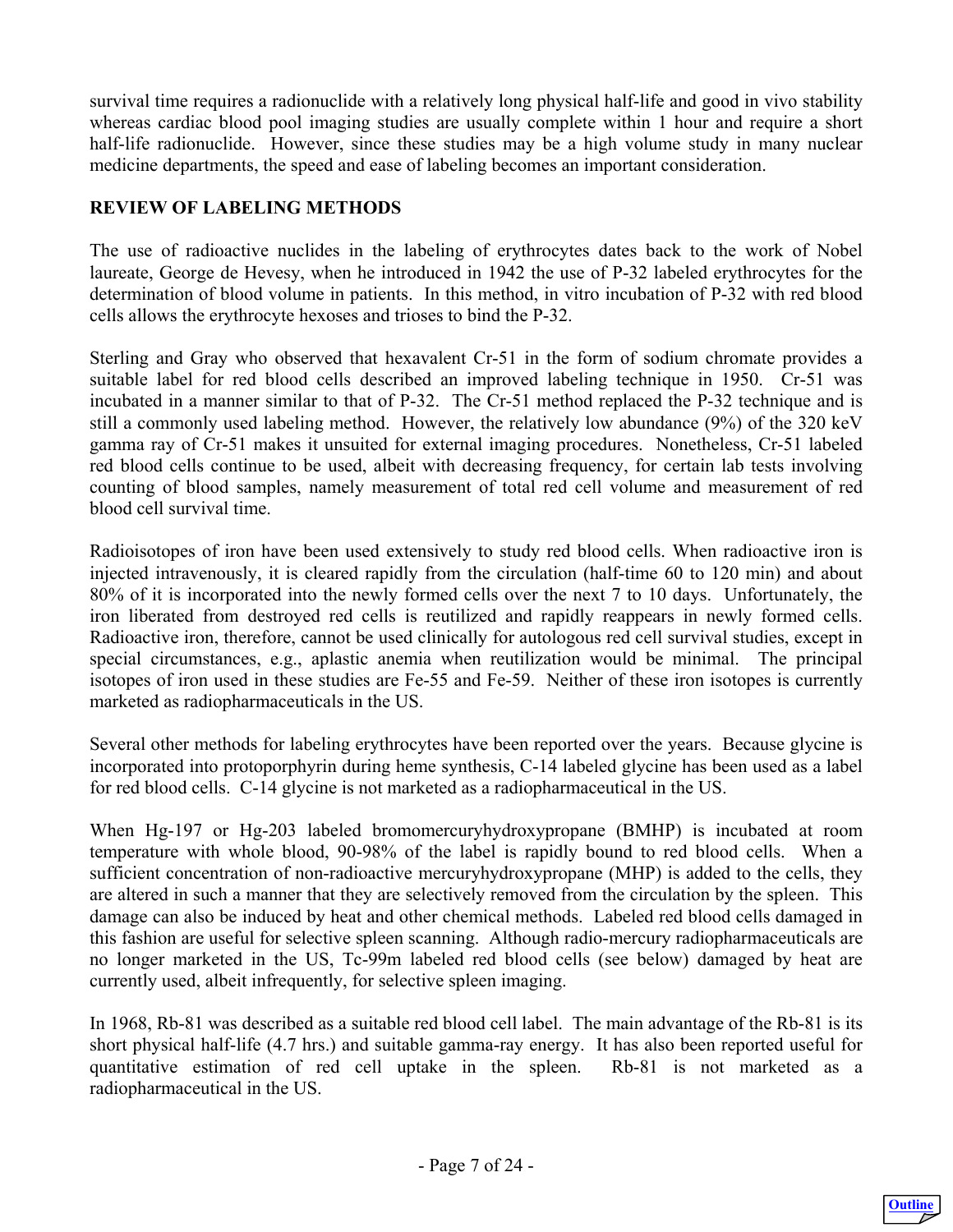survival time requires a radionuclide with a relatively long physical half-life and good in vivo stability whereas cardiac blood pool imaging studies are usually complete within 1 hour and require a short half-life radionuclide. However, since these studies may be a high volume study in many nuclear medicine departments, the speed and ease of labeling becomes an important consideration.

## REVIEW OF LABELING METHODS

The use of radioactive nuclides in the labeling of erythrocytes dates back to the work of Nobel laureate, George de Hevesy, when he introduced in 1942 the use of P-32 labeled erythrocytes for the determination of blood volume in patients. In this method, in vitro incubation of P-32 with red blood cells allows the erythrocyte hexoses and trioses to bind the P-32.

Sterling and Gray who observed that hexavalent Cr-51 in the form of sodium chromate provides a suitable label for red blood cells described an improved labeling technique in 1950. Cr-51 was incubated in a manner similar to that of P-32. The Cr-51 method replaced the P-32 technique and is still a commonly used labeling method. However, the relatively low abundance (9%) of the 320 keV gamma ray of Cr-51 makes it unsuited for external imaging procedures. Nonetheless, Cr-51 labeled red blood cells continue to be used, albeit with decreasing frequency, for certain lab tests involving counting of blood samples, namely measurement of total red cell volume and measurement of red blood cell survival time.

Radioisotopes of iron have been used extensively to study red blood cells. When radioactive iron is injected intravenously, it is cleared rapidly from the circulation (half-time 60 to 120 min) and about 80% of it is incorporated into the newly formed cells over the next 7 to 10 days. Unfortunately, the iron liberated from destroyed red cells is reutilized and rapidly reappears in newly formed cells. Radioactive iron, therefore, cannot be used clinically for autologous red cell survival studies, except in special circumstances, e.g., aplastic anemia when reutilization would be minimal. The principal isotopes of iron used in these studies are Fe-55 and Fe-59. Neither of these iron isotopes is currently marketed as radiopharmaceuticals in the US.

Several other methods for labeling erythrocytes have been reported over the years. Because glycine is incorporated into protoporphyrin during heme synthesis, C-14 labeled glycine has been used as a label for red blood cells. C-14 glycine is not marketed as a radiopharmaceutical in the US.

When Hg-197 or Hg-203 labeled bromomercuryhydroxypropane (BMHP) is incubated at room temperature with whole blood, 90-98% of the label is rapidly bound to red blood cells. When a sufficient concentration of non-radioactive mercuryhydroxypropane (MHP) is added to the cells, they are altered in such a manner that they are selectively removed from the circulation by the spleen. This damage can also be induced by heat and other chemical methods. Labeled red blood cells damaged in this fashion are useful for selective spleen scanning. Although radio-mercury radiopharmaceuticals are no longer marketed in the US, Tc-99m labeled red blood cells (see below) damaged by heat are currently used, albeit infrequently, for selective spleen imaging.

In 1968, Rb-81 was described as a suitable red blood cell label. The main advantage of the Rb-81 is its short physical half-life (4.7 hrs.) and suitable gamma-ray energy. It has also been reported useful for quantitative estimation of red cell uptake in the spleen. Rb-81 is not marketed as a radiopharmaceutical in the US.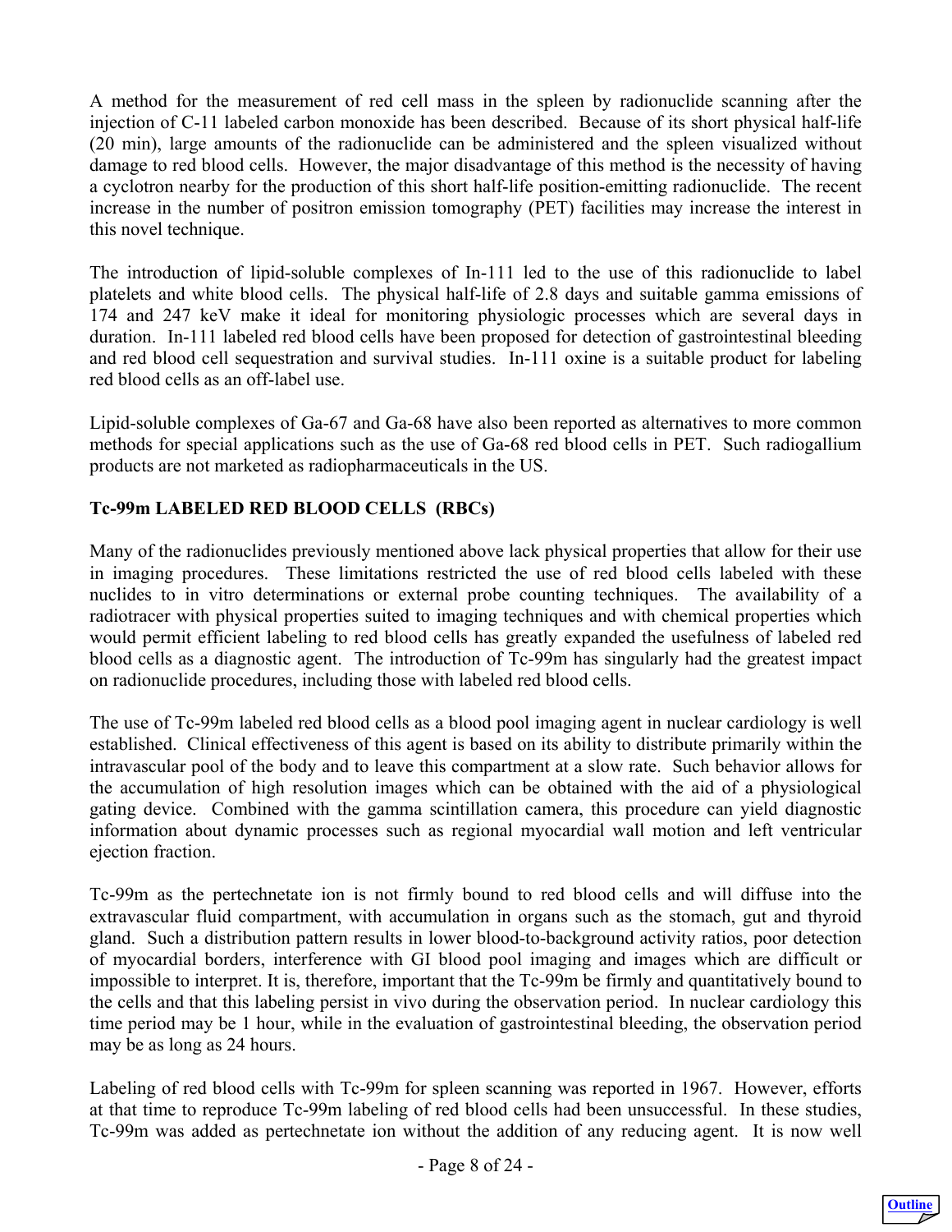A method for the measurement of red cell mass in the spleen by radionuclide scanning after the injection of C-11 labeled carbon monoxide has been described. Because of its short physical half-life (20 min), large amounts of the radionuclide can be administered and the spleen visualized without damage to red blood cells. However, the major disadvantage of this method is the necessity of having a cyclotron nearby for the production of this short half-life position-emitting radionuclide. The recent increase in the number of positron emission tomography (PET) facilities may increase the interest in this novel technique.

The introduction of lipid-soluble complexes of In-111 led to the use of this radionuclide to label platelets and white blood cells. The physical half-life of 2.8 days and suitable gamma emissions of 174 and 247 keV make it ideal for monitoring physiologic processes which are several days in duration. In-111 labeled red blood cells have been proposed for detection of gastrointestinal bleeding and red blood cell sequestration and survival studies. In-111 oxine is a suitable product for labeling red blood cells as an off-label use.

Lipid-soluble complexes of Ga-67 and Ga-68 have also been reported as alternatives to more common methods for special applications such as the use of Ga-68 red blood cells in PET. Such radiogallium products are not marketed as radiopharmaceuticals in the US.

**Tc-99m LABELED RED BLOOD CELLS (RBCs)**

Many of the radionuclides previously mentioned above lack physical properties that allow for their use in imaging procedures. These limitations restricted the use of red blood cells labeled with these nuclides to in vitro determinations or external probe counting techniques. The availability of a radiotracer with physical properties suited to imaging techniques and with chemical properties which would permit efficient labeling to red blood cells has greatly expanded the usefulness of labeled red blood cells as a diagnostic agent. The introduction of Tc-99m has singularly had the greatest impact on radionuclide procedures, including those with labeled red blood cells.

The use of Tc-99m labeled red blood cells as a blood pool imaging agent in nuclear cardiology is well established. Clinical effectiveness of this agent is based on its ability to distribute primarily within the intravascular pool of the body and to leave this compartment at a slow rate. Such behavior allows for the accumulation of high resolution images which can be obtained with the aid of a physiological gating device. Combined with the gamma scintillation camera, this procedure can yield diagnostic information about dynamic processes such as regional myocardial wall motion and left ventricular ejection fraction.

Tc-99m as the pertechnetate ion is not firmly bound to red blood cells and will diffuse into the extravascular fluid compartment, with accumulation in organs such as the stomach, gut and thyroid gland. Such a distribution pattern results in lower blood-to-background activity ratios, poor detection of myocardial borders, interference with GI blood pool imaging and images which are difficult or impossible to interpret. It is, therefore, important that the Tc-99m be firmly and quantitatively bound to the cells and that this labeling persist in vivo during the observation period. In nuclear cardiology this time period may be 1 hour, while in the evaluation of gastrointestinal bleeding, the observation period may be as long as 24 hours.

Labeling of red blood cells with Tc-99m for spleen scanning was reported in 1967. However, efforts at that time to reproduce Tc-99m labeling of red blood cells had been unsuccessful. In these studies, Tc-99m was added as pertechnetate ion without the addition of any reducing agent. It is now well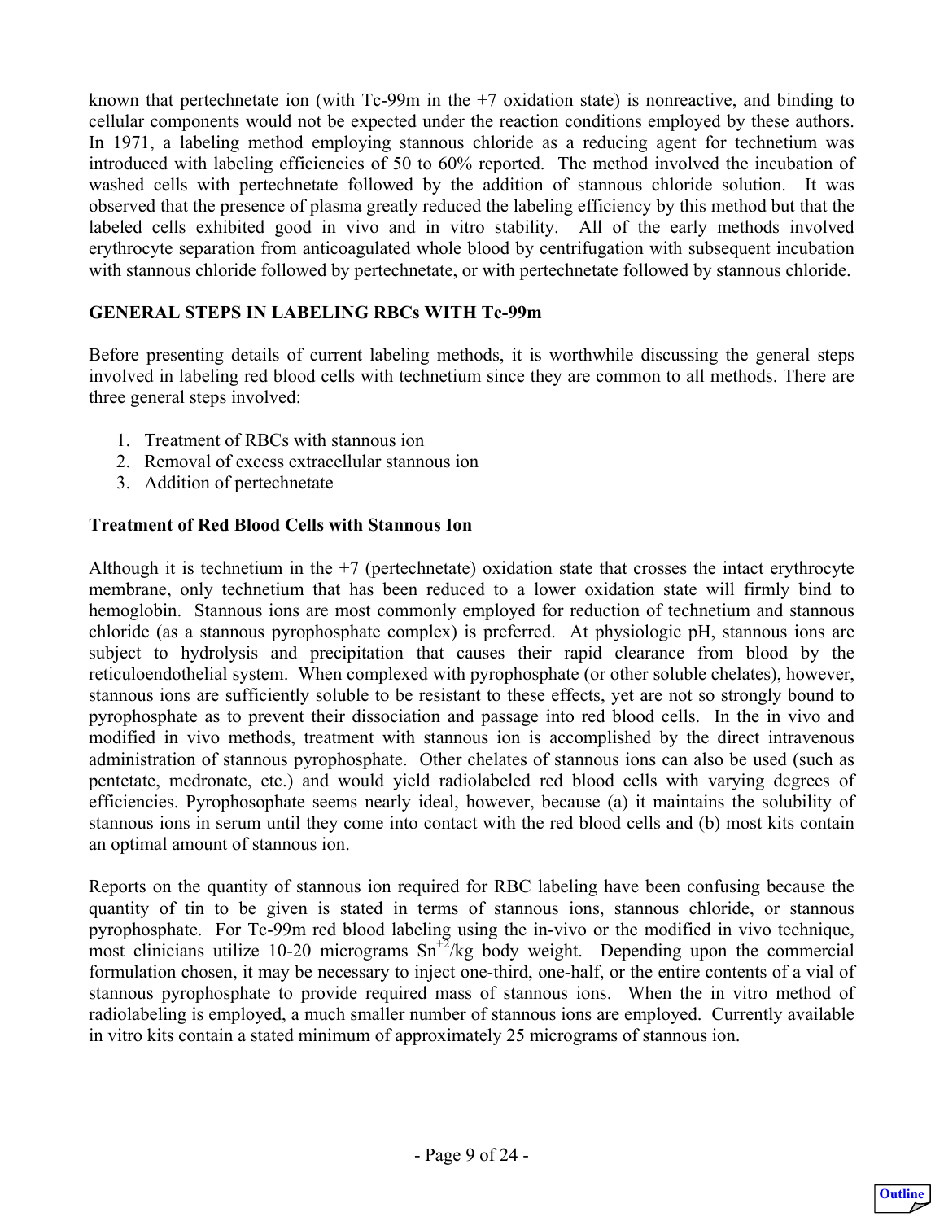known that pertechnetate ion (with Tc-99m in the +7 oxidation state) is nonreactive, and binding to cellular components would not be expected under the reaction conditions employed by these authors. In 1971, a labeling method employing stannous chloride as a reducing agent for technetium was introduced with labeling efficiencies of 50 to 60% reported. The method involved the incubation of washed cells with pertechnetate followed by the addition of stannous chloride solution. It was observed that the presence of plasma greatly reduced the labeling efficiency by this method but that the labeled cells exhibited good in vivo and in vitro stability. All of the early methods involved erythrocyte separation from anticoagulated whole blood by centrifugation with subsequent incubation with stannous chloride followed by pertechnetate, or with pertechnetate followed by stannous chloride.

## GENERAL STEPS IN LABELING RBCs WITH Tc-99m

Before presenting details of current labeling methods, it is worthwhile discussing the general steps involved in labeling red blood cells with technetium since they are common to all methods. There are three general steps involved:

1. Treatment of RBCs with stannous ion
2. Removal of excess extracellular stannous ion
3. Addition of pertechnetate

### Treatment of Red Blood Cells with Stannous Ion

Although it is technetium in the +7 (pertechnetate) oxidation state that crosses the intact erythrocyte membrane, only technetium that has been reduced to a lower oxidation state will firmly bind to hemoglobin. Stannous ions are most commonly employed for reduction of technetium and stannous chloride (as a stannous pyrophosphate complex) is preferred. At physiologic pH, stannous ions are subject to hydrolysis and precipitation that causes their rapid clearance from blood by the reticuloendothelial system. When complexed with pyrophosphate (or other soluble chelates), however, stannous ions are sufficiently soluble to be resistant to these effects, yet are not so strongly bound to pyrophosphate as to prevent their dissociation and passage into red blood cells. In the in vivo and modified in vivo methods, treatment with stannous ion is accomplished by the direct intravenous administration of stannous pyrophosphate. Other chelates of stannous ions can also be used (such as pentetate, medronate, etc.) and would yield radiolabeled red blood cells with varying degrees of efficiencies. Pyrophosophate seems nearly ideal, however, because (a) it maintains the solubility of stannous ions in serum until they come into contact with the red blood cells and (b) most kits contain an optimal amount of stannous ion.

Reports on the quantity of stannous ion required for RBC labeling have been confusing because the quantity of tin to be given is stated in terms of stannous ions, stannous chloride, or stannous pyrophosphate. For Tc-99m red blood labeling using the in-vivo or the modified in vivo technique, most clinicians utilize 10-20 micrograms $Sn^{+2}$/kg body weight. Depending upon the commercial formulation chosen, it may be necessary to inject one-third, one-half, or the entire contents of a vial of stannous pyrophosphate to provide required mass of stannous ions. When the in vitro method of radiolabeling is employed, a much smaller number of stannous ions are employed. Currently available in vitro kits contain a stated minimum of approximately 25 micrograms of stannous ion.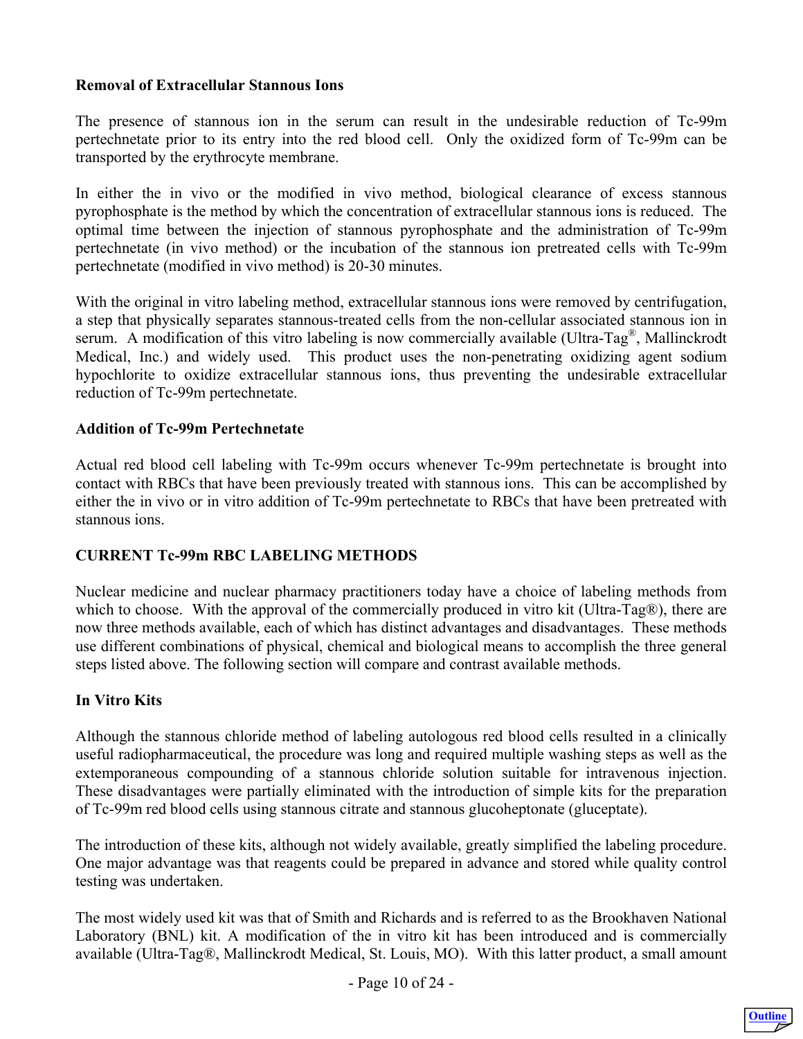**Removal of Extracellular Stannous Ions**

The presence of stannous ion in the serum can result in the undesirable reduction of Tc-99m pertechnetate prior to its entry into the red blood cell. Only the oxidized form of Tc-99m can be transported by the erythrocyte membrane.

In either the in vivo or the modified in vivo method, biological clearance of excess stannous pyrophosphate is the method by which the concentration of extracellular stannous ions is reduced. The optimal time between the injection of stannous pyrophosphate and the administration of Tc-99m pertechnetate (in vivo method) or the incubation of the stannous ion pretreated cells with Tc-99m pertechnetate (modified in vivo method) is 20-30 minutes.

With the original in vitro labeling method, extracellular stannous ions were removed by centrifugation, a step that physically separates stannous-treated cells from the non-cellular associated stannous ion in serum. A modification of this vitro labeling is now commercially available (Ultra-Tag®, Mallinckrodt Medical, Inc.) and widely used. This product uses the non-penetrating oxidizing agent sodium hypochlorite to oxidize extracellular stannous ions, thus preventing the undesirable extracellular reduction of Tc-99m pertechnetate.

**Addition of Tc-99m Pertechnetate**

Actual red blood cell labeling with Tc-99m occurs whenever Tc-99m pertechnetate is brought into contact with RBCs that have been previously treated with stannous ions. This can be accomplished by either the in vivo or in vitro addition of Tc-99m pertechnetate to RBCs that have been pretreated with stannous ions.

**CURRENT Tc-99m RBC LABELING METHODS**

Nuclear medicine and nuclear pharmacy practitioners today have a choice of labeling methods from which to choose. With the approval of the commercially produced in vitro kit (Ultra-Tag®), there are now three methods available, each of which has distinct advantages and disadvantages. These methods use different combinations of physical, chemical and biological means to accomplish the three general steps listed above. The following section will compare and contrast available methods.

**In Vitro Kits**

Although the stannous chloride method of labeling autologous red blood cells resulted in a clinically useful radiopharmaceutical, the procedure was long and required multiple washing steps as well as the extemporaneous compounding of a stannous chloride solution suitable for intravenous injection. These disadvantages were partially eliminated with the introduction of simple kits for the preparation of Tc-99m red blood cells using stannous citrate and stannous glucoheptonate (gluceptate).

The introduction of these kits, although not widely available, greatly simplified the labeling procedure. One major advantage was that reagents could be prepared in advance and stored while quality control testing was undertaken.

The most widely used kit was that of Smith and Richards and is referred to as the Brookhaven National Laboratory (BNL) kit. A modification of the in vitro kit has been introduced and is commercially available (Ultra-Tag®, Mallinckrodt Medical, St. Louis, MO). With this latter product, a small amount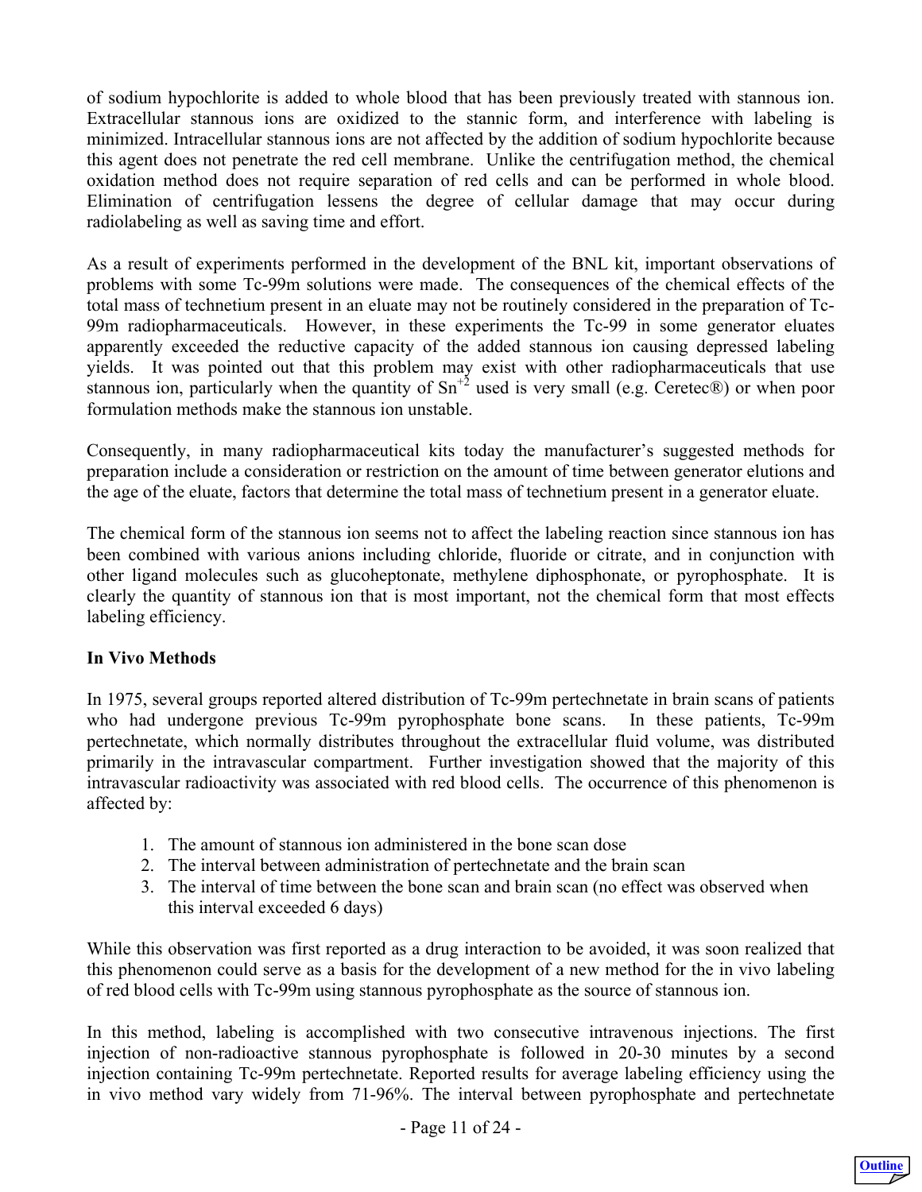of sodium hypochlorite is added to whole blood that has been previously treated with stannous ion. Extracellular stannous ions are oxidized to the stannic form, and interference with labeling is minimized. Intracellular stannous ions are not affected by the addition of sodium hypochlorite because this agent does not penetrate the red cell membrane. Unlike the centrifugation method, the chemical oxidation method does not require separation of red cells and can be performed in whole blood. Elimination of centrifugation lessens the degree of cellular damage that may occur during radiolabeling as well as saving time and effort.

As a result of experiments performed in the development of the BNL kit, important observations of problems with some Tc-99m solutions were made. The consequences of the chemical effects of the total mass of technetium present in an eluate may not be routinely considered in the preparation of Tc-99m radiopharmaceuticals. However, in these experiments the Tc-99 in some generator eluates apparently exceeded the reductive capacity of the added stannous ion causing depressed labeling yields. It was pointed out that this problem may exist with other radiopharmaceuticals that use stannous ion, particularly when the quantity of $Sn^{+2}$ used is very small (e.g. Ceretec®) or when poor formulation methods make the stannous ion unstable.

Consequently, in many radiopharmaceutical kits today the manufacturer's suggested methods for preparation include a consideration or restriction on the amount of time between generator elutions and the age of the eluate, factors that determine the total mass of technetium present in a generator eluate.

The chemical form of the stannous ion seems not to affect the labeling reaction since stannous ion has been combined with various anions including chloride, fluoride or citrate, and in conjunction with other ligand molecules such as glucoheptonate, methylene diphosphonate, or pyrophosphate. It is clearly the quantity of stannous ion that is most important, not the chemical form that most effects labeling efficiency.

**In Vivo Methods**

In 1975, several groups reported altered distribution of Tc-99m pertechnetate in brain scans of patients who had undergone previous Tc-99m pyrophosphate bone scans. In these patients, Tc-99m pertechnetate, which normally distributes throughout the extracellular fluid volume, was distributed primarily in the intravascular compartment. Further investigation showed that the majority of this intravascular radioactivity was associated with red blood cells. The occurrence of this phenomenon is affected by:

1. The amount of stannous ion administered in the bone scan dose
2. The interval between administration of pertechnetate and the brain scan
3. The interval of time between the bone scan and brain scan (no effect was observed when this interval exceeded 6 days)

While this observation was first reported as a drug interaction to be avoided, it was soon realized that this phenomenon could serve as a basis for the development of a new method for the in vivo labeling of red blood cells with Tc-99m using stannous pyrophosphate as the source of stannous ion.

In this method, labeling is accomplished with two consecutive intravenous injections. The first injection of non-radioactive stannous pyrophosphate is followed in 20-30 minutes by a second injection containing Tc-99m pertechnetate. Reported results for average labeling efficiency using the in vivo method vary widely from 71-96%. The interval between pyrophosphate and pertechnetate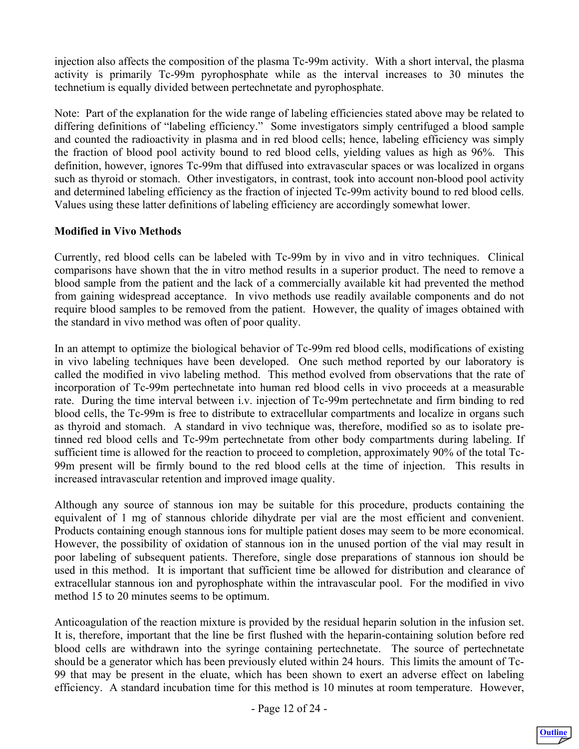injection also affects the composition of the plasma Tc-99m activity. With a short interval, the plasma activity is primarily Tc-99m pyrophosphate while as the interval increases to 30 minutes the technetium is equally divided between pertechnetate and pyrophosphate.

Note: Part of the explanation for the wide range of labeling efficiencies stated above may be related to differing definitions of "labeling efficiency." Some investigators simply centrifuged a blood sample and counted the radioactivity in plasma and in red blood cells; hence, labeling efficiency was simply the fraction of blood pool activity bound to red blood cells, yielding values as high as 96%. This definition, however, ignores Tc-99m that diffused into extravascular spaces or was localized in organs such as thyroid or stomach. Other investigators, in contrast, took into account non-blood pool activity and determined labeling efficiency as the fraction of injected Tc-99m activity bound to red blood cells. Values using these latter definitions of labeling efficiency are accordingly somewhat lower.

**Modified in Vivo Methods**

Currently, red blood cells can be labeled with Tc-99m by in vivo and in vitro techniques. Clinical comparisons have shown that the in vitro method results in a superior product. The need to remove a blood sample from the patient and the lack of a commercially available kit had prevented the method from gaining widespread acceptance. In vivo methods use readily available components and do not require blood samples to be removed from the patient. However, the quality of images obtained with the standard in vivo method was often of poor quality.

In an attempt to optimize the biological behavior of Tc-99m red blood cells, modifications of existing in vivo labeling techniques have been developed. One such method reported by our laboratory is called the modified in vivo labeling method. This method evolved from observations that the rate of incorporation of Tc-99m pertechnetate into human red blood cells in vivo proceeds at a measurable rate. During the time interval between i.v. injection of Tc-99m pertechnetate and firm binding to red blood cells, the Tc-99m is free to distribute to extracellular compartments and localize in organs such as thyroid and stomach. A standard in vivo technique was, therefore, modified so as to isolate pre-tinned red blood cells and Tc-99m pertechnetate from other body compartments during labeling. If sufficient time is allowed for the reaction to proceed to completion, approximately 90% of the total Tc-99m present will be firmly bound to the red blood cells at the time of injection. This results in increased intravascular retention and improved image quality.

Although any source of stannous ion may be suitable for this procedure, products containing the equivalent of 1 mg of stannous chloride dihydrate per vial are the most efficient and convenient. Products containing enough stannous ions for multiple patient doses may seem to be more economical. However, the possibility of oxidation of stannous ion in the unused portion of the vial may result in poor labeling of subsequent patients. Therefore, single dose preparations of stannous ion should be used in this method. It is important that sufficient time be allowed for distribution and clearance of extracellular stannous ion and pyrophosphate within the intravascular pool. For the modified in vivo method 15 to 20 minutes seems to be optimum.

Anticoagulation of the reaction mixture is provided by the residual heparin solution in the infusion set. It is, therefore, important that the line be first flushed with the heparin-containing solution before red blood cells are withdrawn into the syringe containing pertechnetate. The source of pertechnetate should be a generator which has been previously eluted within 24 hours. This limits the amount of Tc-99 that may be present in the eluate, which has been shown to exert an adverse effect on labeling efficiency. A standard incubation time for this method is 10 minutes at room temperature. However,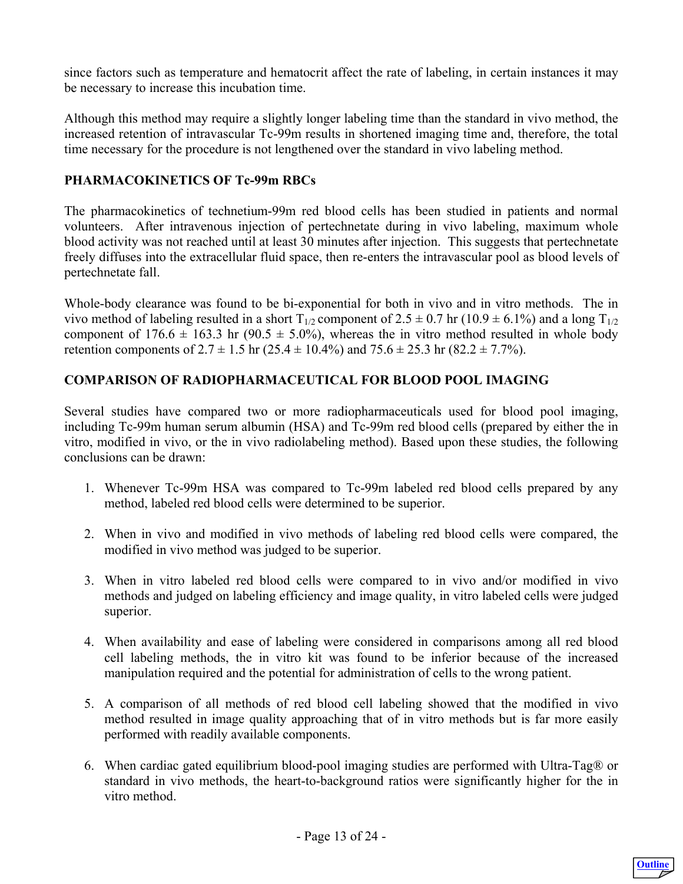since factors such as temperature and hematocrit affect the rate of labeling, in certain instances it may be necessary to increase this incubation time.

Although this method may require a slightly longer labeling time than the standard in vivo method, the increased retention of intravascular Tc-99m results in shortened imaging time and, therefore, the total time necessary for the procedure is not lengthened over the standard in vivo labeling method.

## PHARMACOKINETICS OF Tc-99m RBCs

The pharmacokinetics of technetium-99m red blood cells has been studied in patients and normal volunteers. After intravenous injection of pertechnetate during in vivo labeling, maximum whole blood activity was not reached until at least 30 minutes after injection. This suggests that pertechnetate freely diffuses into the extracellular fluid space, then re-enters the intravascular pool as blood levels of pertechnetate fall.

Whole-body clearance was found to be bi-exponential for both in vivo and in vitro methods. The in vivo method of labeling resulted in a short $T_{1/2}$ component of 2.5 ± 0.7 hr (10.9 ± 6.1%) and a long $T_{1/2}$ component of 176.6 ± 163.3 hr (90.5 ± 5.0%), whereas the in vitro method resulted in whole body retention components of 2.7 ± 1.5 hr (25.4 ± 10.4%) and 75.6 ± 25.3 hr (82.2 ± 7.7%).

## COMPARISON OF RADIOPHARMACEUTICAL FOR BLOOD POOL IMAGING

Several studies have compared two or more radiopharmaceuticals used for blood pool imaging, including Tc-99m human serum albumin (HSA) and Tc-99m red blood cells (prepared by either the in vitro, modified in vivo, or the in vivo radiolabeling method). Based upon these studies, the following conclusions can be drawn:

1. Whenever Tc-99m HSA was compared to Tc-99m labeled red blood cells prepared by any method, labeled red blood cells were determined to be superior.
2. When in vivo and modified in vivo methods of labeling red blood cells were compared, the modified in vivo method was judged to be superior.
3. When in vitro labeled red blood cells were compared to in vivo and/or modified in vivo methods and judged on labeling efficiency and image quality, in vitro labeled cells were judged superior.
4. When availability and ease of labeling were considered in comparisons among all red blood cell labeling methods, the in vitro kit was found to be inferior because of the increased manipulation required and the potential for administration of cells to the wrong patient.
5. A comparison of all methods of red blood cell labeling showed that the modified in vivo method resulted in image quality approaching that of in vitro methods but is far more easily performed with readily available components.
6. When cardiac gated equilibrium blood-pool imaging studies are performed with Ultra-Tag® or standard in vivo methods, the heart-to-background ratios were significantly higher for the in vitro method.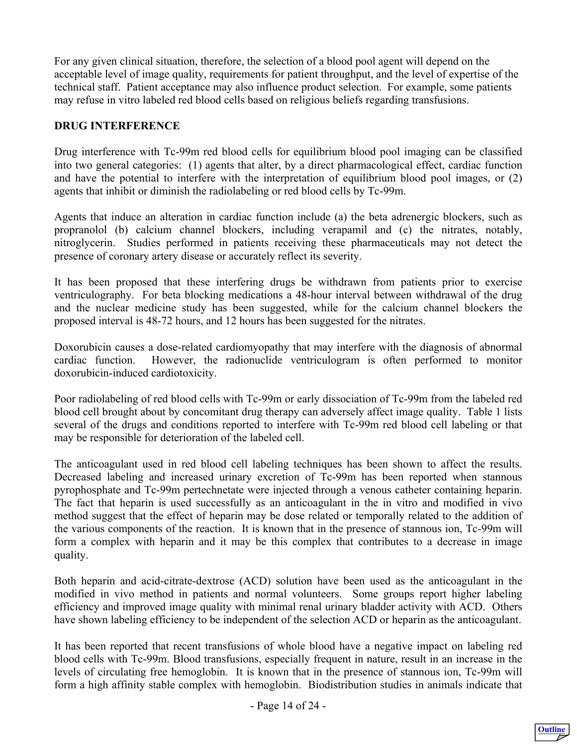For any given clinical situation, therefore, the selection of a blood pool agent will depend on the acceptable level of image quality, requirements for patient throughput, and the level of expertise of the technical staff. Patient acceptance may also influence product selection. For example, some patients may refuse in vitro labeled red blood cells based on religious beliefs regarding transfusions.

## DRUG INTERFERENCE

Drug interference with Tc-99m red blood cells for equilibrium blood pool imaging can be classified into two general categories: (1) agents that alter, by a direct pharmacological effect, cardiac function and have the potential to interfere with the interpretation of equilibrium blood pool images, or (2) agents that inhibit or diminish the radiolabeling or red blood cells by Tc-99m.

Agents that induce an alteration in cardiac function include (a) the beta adrenergic blockers, such as propranolol (b) calcium channel blockers, including verapamil and (c) the nitrates, notably, nitroglycerin. Studies performed in patients receiving these pharmaceuticals may not detect the presence of coronary artery disease or accurately reflect its severity.

It has been proposed that these interfering drugs be withdrawn from patients prior to exercise ventriculography. For beta blocking medications a 48-hour interval between withdrawal of the drug and the nuclear medicine study has been suggested, while for the calcium channel blockers the proposed interval is 48-72 hours, and 12 hours has been suggested for the nitrates.

Doxorubicin causes a dose-related cardiomyopathy that may interfere with the diagnosis of abnormal cardiac function. However, the radionuclide ventriculogram is often performed to monitor doxorubicin-induced cardiotoxicity.

Poor radiolabeling of red blood cells with Tc-99m or early dissociation of Tc-99m from the labeled red blood cell brought about by concomitant drug therapy can adversely affect image quality. Table 1 lists several of the drugs and conditions reported to interfere with Tc-99m red blood cell labeling or that may be responsible for deterioration of the labeled cell.

The anticoagulant used in red blood cell labeling techniques has been shown to affect the results. Decreased labeling and increased urinary excretion of Tc-99m has been reported when stannous pyrophosphate and Tc-99m pertechnetate were injected through a venous catheter containing heparin. The fact that heparin is used successfully as an anticoagulant in the in vitro and modified in vivo method suggest that the effect of heparin may be dose related or temporally related to the addition of the various components of the reaction. It is known that in the presence of stannous ion, Tc-99m will form a complex with heparin and it may be this complex that contributes to a decrease in image quality.

Both heparin and acid-citrate-dextrose (ACD) solution have been used as the anticoagulant in the modified in vivo method in patients and normal volunteers. Some groups report higher labeling efficiency and improved image quality with minimal renal urinary bladder activity with ACD. Others have shown labeling efficiency to be independent of the selection ACD or heparin as the anticoagulant.

It has been reported that recent transfusions of whole blood have a negative impact on labeling red blood cells with Tc-99m. Blood transfusions, especially frequent in nature, result in an increase in the levels of circulating free hemoglobin. It is known that in the presence of stannous ion, Tc-99m will form a high affinity stable complex with hemoglobin. Biodistribution studies in animals indicate that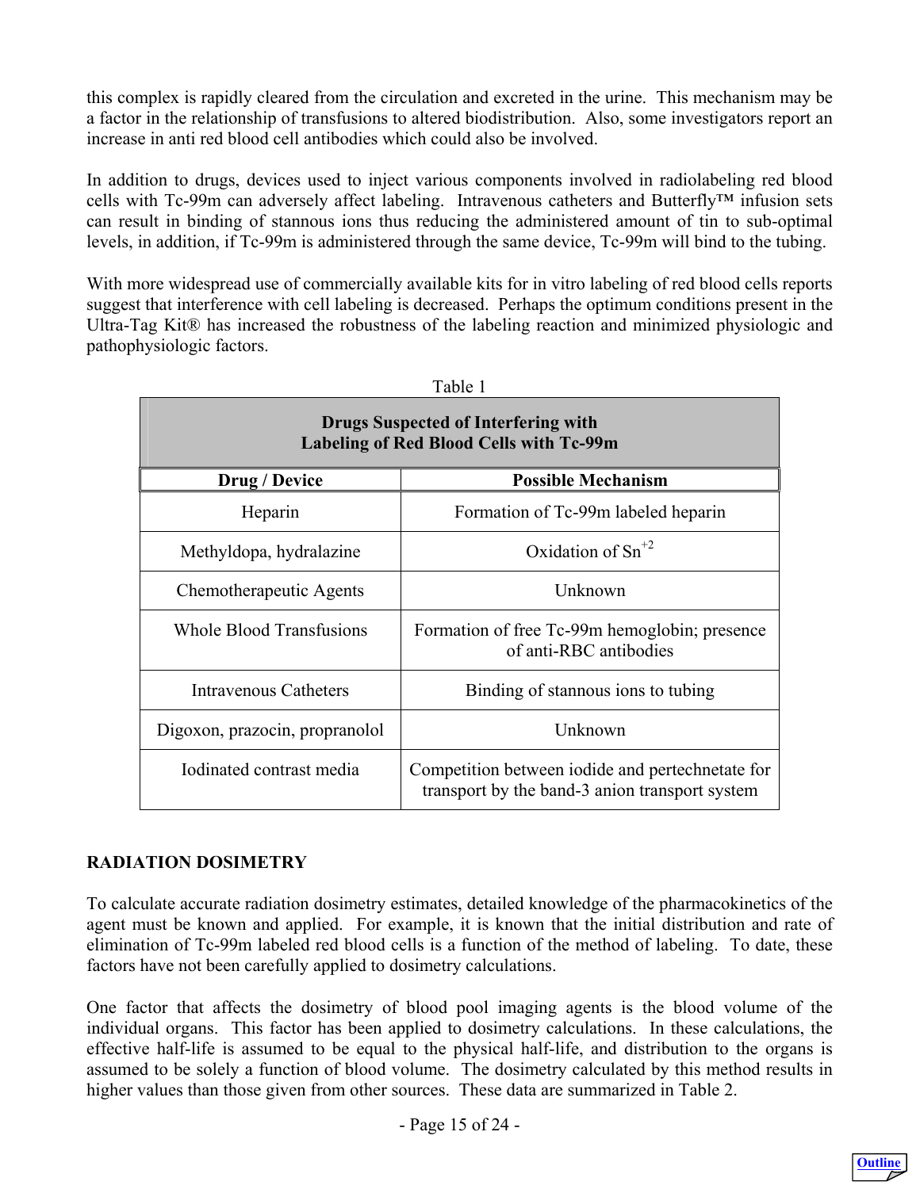this complex is rapidly cleared from the circulation and excreted in the urine. This mechanism may be a factor in the relationship of transfusions to altered biodistribution. Also, some investigators report an increase in anti red blood cell antibodies which could also be involved.

In addition to drugs, devices used to inject various components involved in radiolabeling red blood cells with Tc-99m can adversely affect labeling. Intravenous catheters and Butterfly™ infusion sets can result in binding of stannous ions thus reducing the administered amount of tin to sub-optimal levels, in addition, if Tc-99m is administered through the same device, Tc-99m will bind to the tubing.

With more widespread use of commercially available kits for in vitro labeling of red blood cells reports suggest that interference with cell labeling is decreased. Perhaps the optimum conditions present in the Ultra-Tag Kit® has increased the robustness of the labeling reaction and minimized physiologic and pathophysiologic factors.

Table 1

**Drugs Suspected of Interfering with Labeling of Red Blood Cells with Tc-99m**

| Drug / Device | Possible Mechanism |
|---|---|
| Heparin | Formation of Tc-99m labeled heparin |
| Methyldopa, hydralazine | Oxidation of $Sn^{+2}$ |
| Chemotherapeutic Agents | Unknown |
| Whole Blood Transfusions | Formation of free Tc-99m hemoglobin; presence of anti-RBC antibodies |
| Intravenous Catheters | Binding of stannous ions to tubing |
| Digoxon, prazocin, propranolol | Unknown |
| Iodinated contrast media | Competition between iodide and pertechnetate for transport by the band-3 anion transport system |

## RADIATION DOSIMETRY

To calculate accurate radiation dosimetry estimates, detailed knowledge of the pharmacokinetics of the agent must be known and applied. For example, it is known that the initial distribution and rate of elimination of Tc-99m labeled red blood cells is a function of the method of labeling. To date, these factors have not been carefully applied to dosimetry calculations.

One factor that affects the dosimetry of blood pool imaging agents is the blood volume of the individual organs. This factor has been applied to dosimetry calculations. In these calculations, the effective half-life is assumed to be equal to the physical half-life, and distribution to the organs is assumed to be solely a function of blood volume. The dosimetry calculated by this method results in higher values than those given from other sources. These data are summarized in Table 2.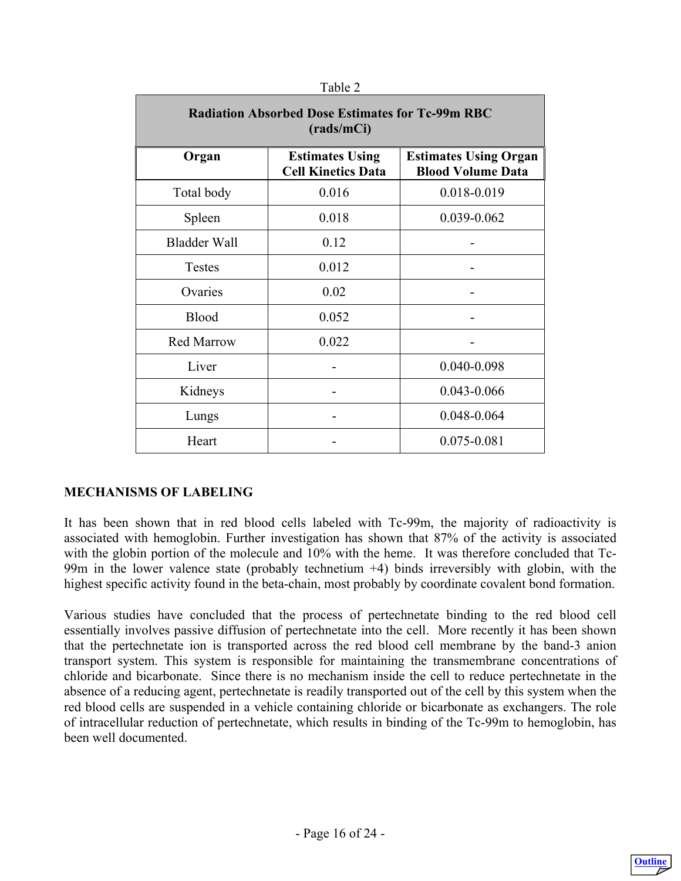Table 2

| Radiation Absorbed Dose Estimates for Tc-99m RBC (rads/mCi) | | |
|---|---|---|
| **Organ** | **Estimates Using Cell Kinetics Data** | **Estimates Using Organ Blood Volume Data** |
| Total body | 0.016 | 0.018-0.019 |
| Spleen | 0.018 | 0.039-0.062 |
| Bladder Wall | 0.12 | - |
| Testes | 0.012 | - |
| Ovaries | 0.02 | - |
| Blood | 0.052 | - |
| Red Marrow | 0.022 | - |
| Liver | - | 0.040-0.098 |
| Kidneys | - | 0.043-0.066 |
| Lungs | - | 0.048-0.064 |
| Heart | - | 0.075-0.081 |

## MECHANISMS OF LABELING

It has been shown that in red blood cells labeled with Tc-99m, the majority of radioactivity is associated with hemoglobin. Further investigation has shown that 87% of the activity is associated with the globin portion of the molecule and 10% with the heme. It was therefore concluded that Tc-99m in the lower valence state (probably technetium +4) binds irreversibly with globin, with the highest specific activity found in the beta-chain, most probably by coordinate covalent bond formation.

Various studies have concluded that the process of pertechnetate binding to the red blood cell essentially involves passive diffusion of pertechnetate into the cell. More recently it has been shown that the pertechnetate ion is transported across the red blood cell membrane by the band-3 anion transport system. This system is responsible for maintaining the transmembrane concentrations of chloride and bicarbonate. Since there is no mechanism inside the cell to reduce pertechnetate in the absence of a reducing agent, pertechnetate is readily transported out of the cell by this system when the red blood cells are suspended in a vehicle containing chloride or bicarbonate as exchangers. The role of intracellular reduction of pertechnetate, which results in binding of the Tc-99m to hemoglobin, has been well documented.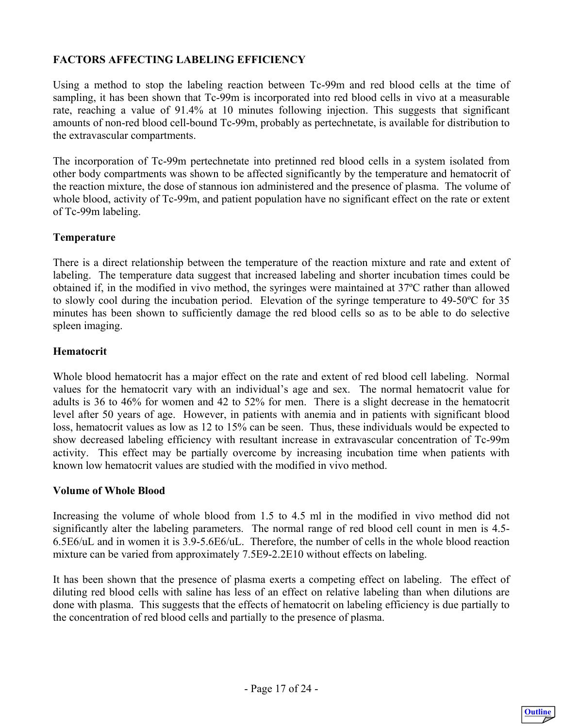## FACTORS AFFECTING LABELING EFFICIENCY

Using a method to stop the labeling reaction between Tc-99m and red blood cells at the time of sampling, it has been shown that Tc-99m is incorporated into red blood cells in vivo at a measurable rate, reaching a value of 91.4% at 10 minutes following injection. This suggests that significant amounts of non-red blood cell-bound Tc-99m, probably as pertechnetate, is available for distribution to the extravascular compartments.

The incorporation of Tc-99m pertechnetate into pretinned red blood cells in a system isolated from other body compartments was shown to be affected significantly by the temperature and hematocrit of the reaction mixture, the dose of stannous ion administered and the presence of plasma. The volume of whole blood, activity of Tc-99m, and patient population have no significant effect on the rate or extent of Tc-99m labeling.

### Temperature

There is a direct relationship between the temperature of the reaction mixture and rate and extent of labeling. The temperature data suggest that increased labeling and shorter incubation times could be obtained if, in the modified in vivo method, the syringes were maintained at 37ºC rather than allowed to slowly cool during the incubation period. Elevation of the syringe temperature to 49-50ºC for 35 minutes has been shown to sufficiently damage the red blood cells so as to be able to do selective spleen imaging.

### Hematocrit

Whole blood hematocrit has a major effect on the rate and extent of red blood cell labeling. Normal values for the hematocrit vary with an individual's age and sex. The normal hematocrit value for adults is 36 to 46% for women and 42 to 52% for men. There is a slight decrease in the hematocrit level after 50 years of age. However, in patients with anemia and in patients with significant blood loss, hematocrit values as low as 12 to 15% can be seen. Thus, these individuals would be expected to show decreased labeling efficiency with resultant increase in extravascular concentration of Tc-99m activity. This effect may be partially overcome by increasing incubation time when patients with known low hematocrit values are studied with the modified in vivo method.

### Volume of Whole Blood

Increasing the volume of whole blood from 1.5 to 4.5 ml in the modified in vivo method did not significantly alter the labeling parameters. The normal range of red blood cell count in men is 4.5-6.5E6/uL and in women it is 3.9-5.6E6/uL. Therefore, the number of cells in the whole blood reaction mixture can be varied from approximately 7.5E9-2.2E10 without effects on labeling.

It has been shown that the presence of plasma exerts a competing effect on labeling. The effect of diluting red blood cells with saline has less of an effect on relative labeling than when dilutions are done with plasma. This suggests that the effects of hematocrit on labeling efficiency is due partially to the concentration of red blood cells and partially to the presence of plasma.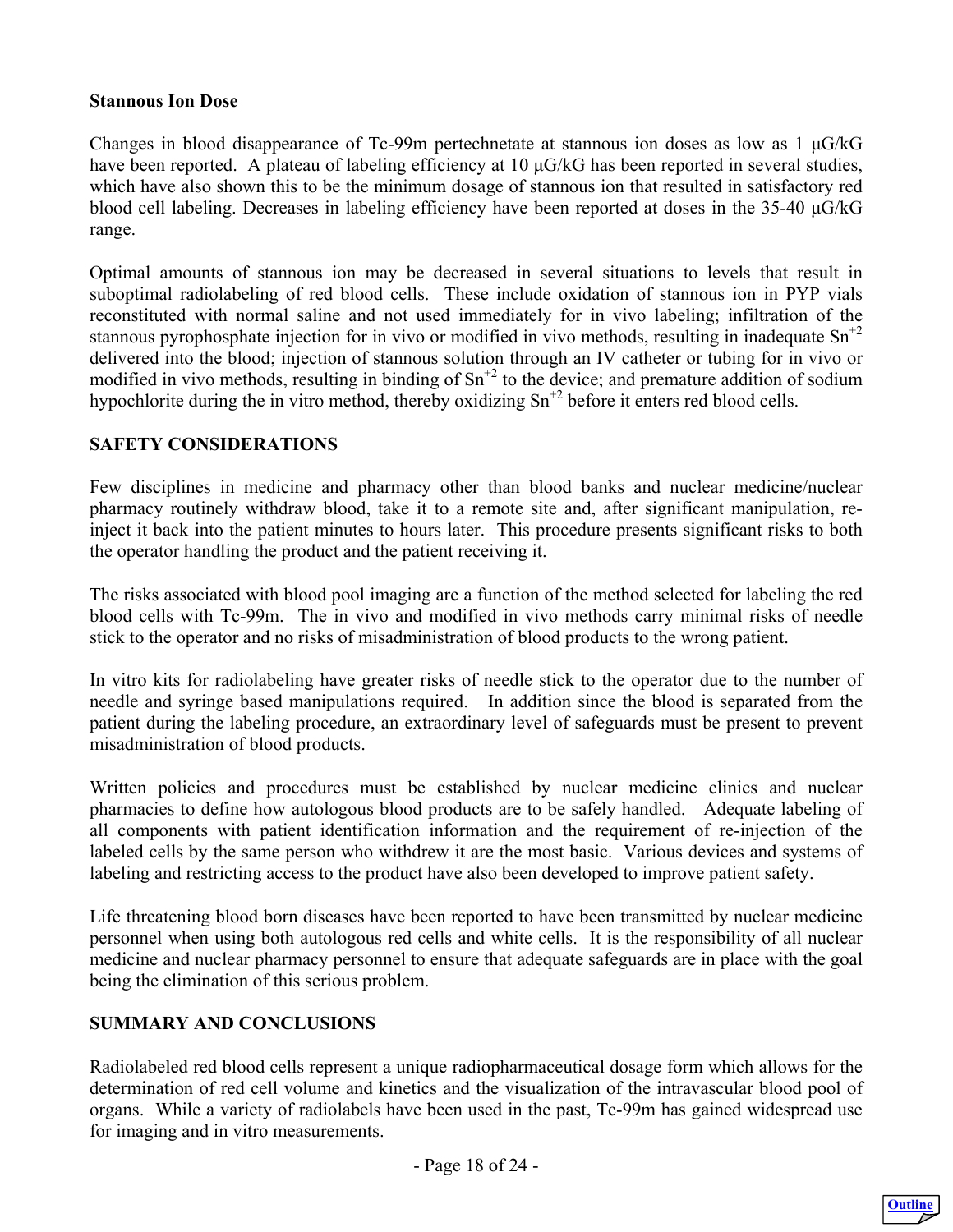**Stannous Ion Dose**

Changes in blood disappearance of Tc-99m pertechnetate at stannous ion doses as low as 1 μG/kG have been reported. A plateau of labeling efficiency at 10 μG/kG has been reported in several studies, which have also shown this to be the minimum dosage of stannous ion that resulted in satisfactory red blood cell labeling. Decreases in labeling efficiency have been reported at doses in the 35-40 μG/kG range.

Optimal amounts of stannous ion may be decreased in several situations to levels that result in suboptimal radiolabeling of red blood cells. These include oxidation of stannous ion in PYP vials reconstituted with normal saline and not used immediately for in vivo labeling; infiltration of the stannous pyrophosphate injection for in vivo or modified in vivo methods, resulting in inadequate $Sn^{+2}$ delivered into the blood; injection of stannous solution through an IV catheter or tubing for in vivo or modified in vivo methods, resulting in binding of $Sn^{+2}$ to the device; and premature addition of sodium hypochlorite during the in vitro method, thereby oxidizing $Sn^{+2}$ before it enters red blood cells.

## SAFETY CONSIDERATIONS

Few disciplines in medicine and pharmacy other than blood banks and nuclear medicine/nuclear pharmacy routinely withdraw blood, take it to a remote site and, after significant manipulation, re-inject it back into the patient minutes to hours later. This procedure presents significant risks to both the operator handling the product and the patient receiving it.

The risks associated with blood pool imaging are a function of the method selected for labeling the red blood cells with Tc-99m. The in vivo and modified in vivo methods carry minimal risks of needle stick to the operator and no risks of misadministration of blood products to the wrong patient.

In vitro kits for radiolabeling have greater risks of needle stick to the operator due to the number of needle and syringe based manipulations required. In addition since the blood is separated from the patient during the labeling procedure, an extraordinary level of safeguards must be present to prevent misadministration of blood products.

Written policies and procedures must be established by nuclear medicine clinics and nuclear pharmacies to define how autologous blood products are to be safely handled. Adequate labeling of all components with patient identification information and the requirement of re-injection of the labeled cells by the same person who withdrew it are the most basic. Various devices and systems of labeling and restricting access to the product have also been developed to improve patient safety.

Life threatening blood born diseases have been reported to have been transmitted by nuclear medicine personnel when using both autologous red cells and white cells. It is the responsibility of all nuclear medicine and nuclear pharmacy personnel to ensure that adequate safeguards are in place with the goal being the elimination of this serious problem.

## SUMMARY AND CONCLUSIONS

Radiolabeled red blood cells represent a unique radiopharmaceutical dosage form which allows for the determination of red cell volume and kinetics and the visualization of the intravascular blood pool of organs. While a variety of radiolabels have been used in the past, Tc-99m has gained widespread use for imaging and in vitro measurements.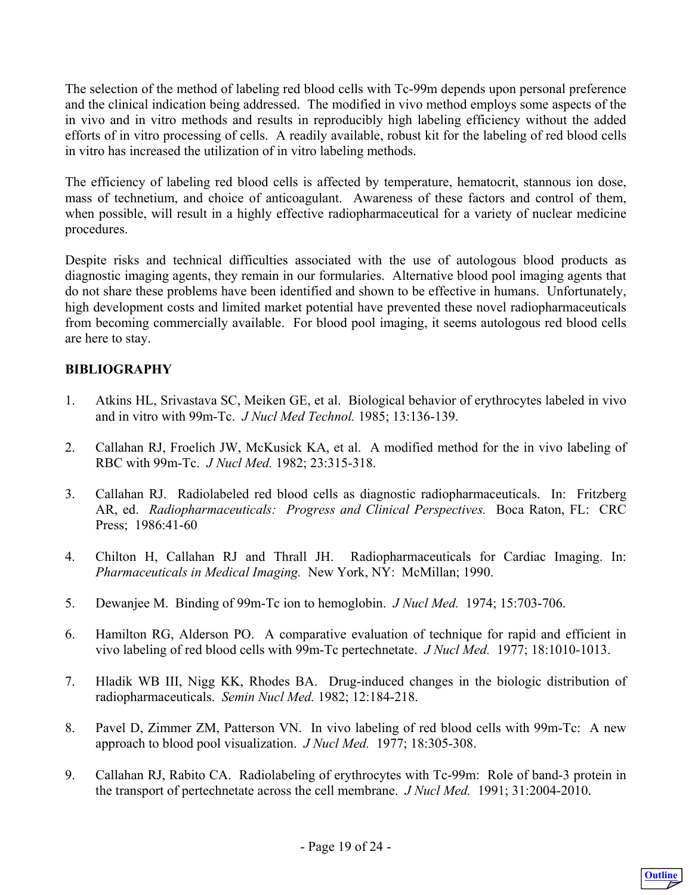The selection of the method of labeling red blood cells with Tc-99m depends upon personal preference and the clinical indication being addressed. The modified in vivo method employs some aspects of the in vivo and in vitro methods and results in reproducibly high labeling efficiency without the added efforts of in vitro processing of cells. A readily available, robust kit for the labeling of red blood cells in vitro has increased the utilization of in vitro labeling methods.

The efficiency of labeling red blood cells is affected by temperature, hematocrit, stannous ion dose, mass of technetium, and choice of anticoagulant. Awareness of these factors and control of them, when possible, will result in a highly effective radiopharmaceutical for a variety of nuclear medicine procedures.

Despite risks and technical difficulties associated with the use of autologous blood products as diagnostic imaging agents, they remain in our formularies. Alternative blood pool imaging agents that do not share these problems have been identified and shown to be effective in humans. Unfortunately, high development costs and limited market potential have prevented these novel radiopharmaceuticals from becoming commercially available. For blood pool imaging, it seems autologous red blood cells are here to stay.

**BIBLIOGRAPHY**

1. Atkins HL, Srivastava SC, Meiken GE, et al. Biological behavior of erythrocytes labeled in vivo and in vitro with 99m-Tc. *J Nucl Med Technol.* 1985; 13:136-139.

2. Callahan RJ, Froelich JW, McKusick KA, et al. A modified method for the in vivo labeling of RBC with 99m-Tc. *J Nucl Med.* 1982; 23:315-318.

3. Callahan RJ. Radiolabeled red blood cells as diagnostic radiopharmaceuticals. In: Fritzberg AR, ed. *Radiopharmaceuticals: Progress and Clinical Perspectives.* Boca Raton, FL: CRC Press; 1986:41-60

4. Chilton H, Callahan RJ and Thrall JH. Radiopharmaceuticals for Cardiac Imaging. In: *Pharmaceuticals in Medical Imaging.* New York, NY: McMillan; 1990.

5. Dewanjee M. Binding of 99m-Tc ion to hemoglobin. *J Nucl Med.* 1974; 15:703-706.

6. Hamilton RG, Alderson PO. A comparative evaluation of technique for rapid and efficient in vivo labeling of red blood cells with 99m-Tc pertechnetate. *J Nucl Med.* 1977; 18:1010-1013.

7. Hladik WB III, Nigg KK, Rhodes BA. Drug-induced changes in the biologic distribution of radiopharmaceuticals. *Semin Nucl Med.* 1982; 12:184-218.

8. Pavel D, Zimmer ZM, Patterson VN. In vivo labeling of red blood cells with 99m-Tc: A new approach to blood pool visualization. *J Nucl Med.* 1977; 18:305-308.

9. Callahan RJ, Rabito CA. Radiolabeling of erythrocytes with Tc-99m: Role of band-3 protein in the transport of pertechnetate across the cell membrane. *J Nucl Med.* 1991; 31:2004-2010.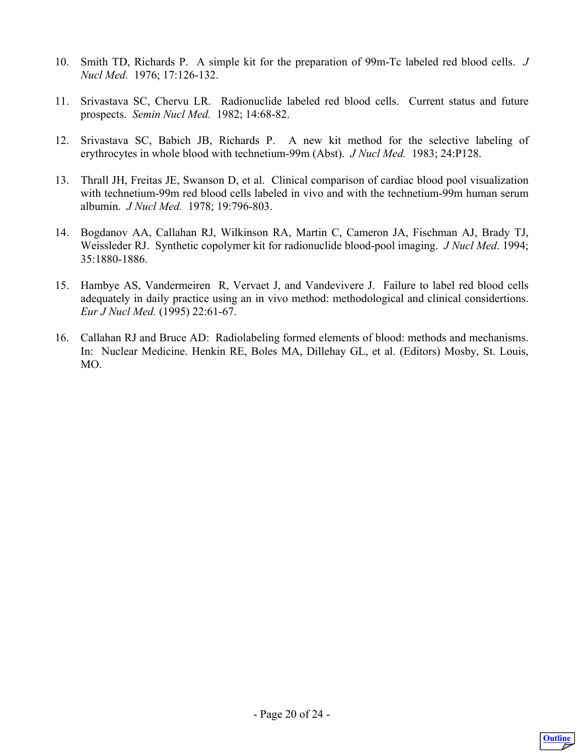10. Smith TD, Richards P. A simple kit for the preparation of 99m-Tc labeled red blood cells. *J Nucl Med.* 1976; 17:126-132.

11. Srivastava SC, Chervu LR. Radionuclide labeled red blood cells. Current status and future prospects. *Semin Nucl Med.* 1982; 14:68-82.

12. Srivastava SC, Babich JB, Richards P. A new kit method for the selective labeling of erythrocytes in whole blood with technetium-99m (Abst). *J Nucl Med.* 1983; 24:P128.

13. Thrall JH, Freitas JE, Swanson D, et al. Clinical comparison of cardiac blood pool visualization with technetium-99m red blood cells labeled in vivo and with the technetium-99m human serum albumin. *J Nucl Med.* 1978; 19:796-803.

14. Bogdanov AA, Callahan RJ, Wilkinson RA, Martin C, Cameron JA, Fischman AJ, Brady TJ, Weissleder RJ. Synthetic copolymer kit for radionuclide blood-pool imaging. *J Nucl Med*. 1994; 35:1880-1886.

15. Hambye AS, Vandermeiren R, Vervaet J, and Vandevivere J. Failure to label red blood cells adequately in daily practice using an in vivo method: methodological and clinical considertions. *Eur J Nucl Med.* (1995) 22:61-67.

16. Callahan RJ and Bruce AD: Radiolabeling formed elements of blood: methods and mechanisms. In: Nuclear Medicine. Henkin RE, Boles MA, Dillehay GL, et al. (Editors) Mosby, St. Louis, MO.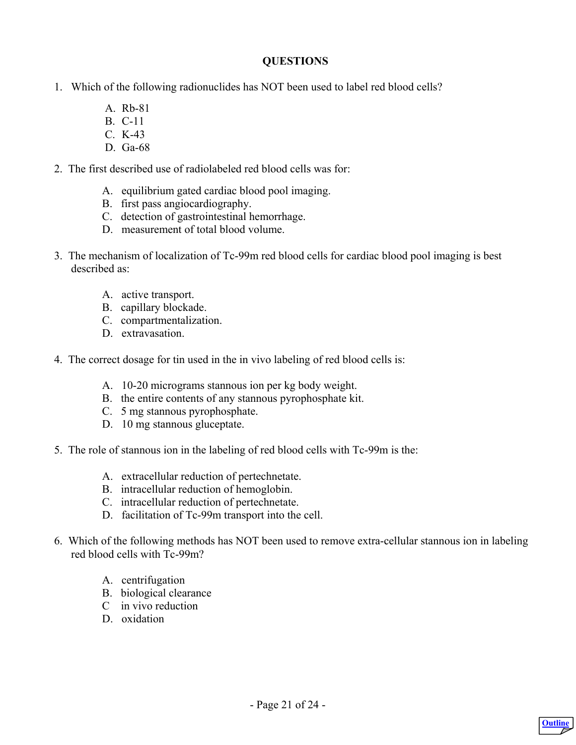# QUESTIONS

1. Which of the following radionuclides has NOT been used to label red blood cells?

   A. Rb-81
   B. C-11
   C. K-43
   D. Ga-68

2. The first described use of radiolabeled red blood cells was for:

   A. equilibrium gated cardiac blood pool imaging.
   B. first pass angiocardiography.
   C. detection of gastrointestinal hemorrhage.
   D. measurement of total blood volume.

3. The mechanism of localization of Tc-99m red blood cells for cardiac blood pool imaging is best described as:

   A. active transport.
   B. capillary blockade.
   C. compartmentalization.
   D. extravasation.

4. The correct dosage for tin used in the in vivo labeling of red blood cells is:

   A. 10-20 micrograms stannous ion per kg body weight.
   B. the entire contents of any stannous pyrophosphate kit.
   C. 5 mg stannous pyrophosphate.
   D. 10 mg stannous gluceptate.

5. The role of stannous ion in the labeling of red blood cells with Tc-99m is the:

   A. extracellular reduction of pertechnetate.
   B. intracellular reduction of hemoglobin.
   C. intracellular reduction of pertechnetate.
   D. facilitation of Tc-99m transport into the cell.

6. Which of the following methods has NOT been used to remove extra-cellular stannous ion in labeling red blood cells with Tc-99m?

   A. centrifugation
   B. biological clearance
   C in vivo reduction
   D. oxidation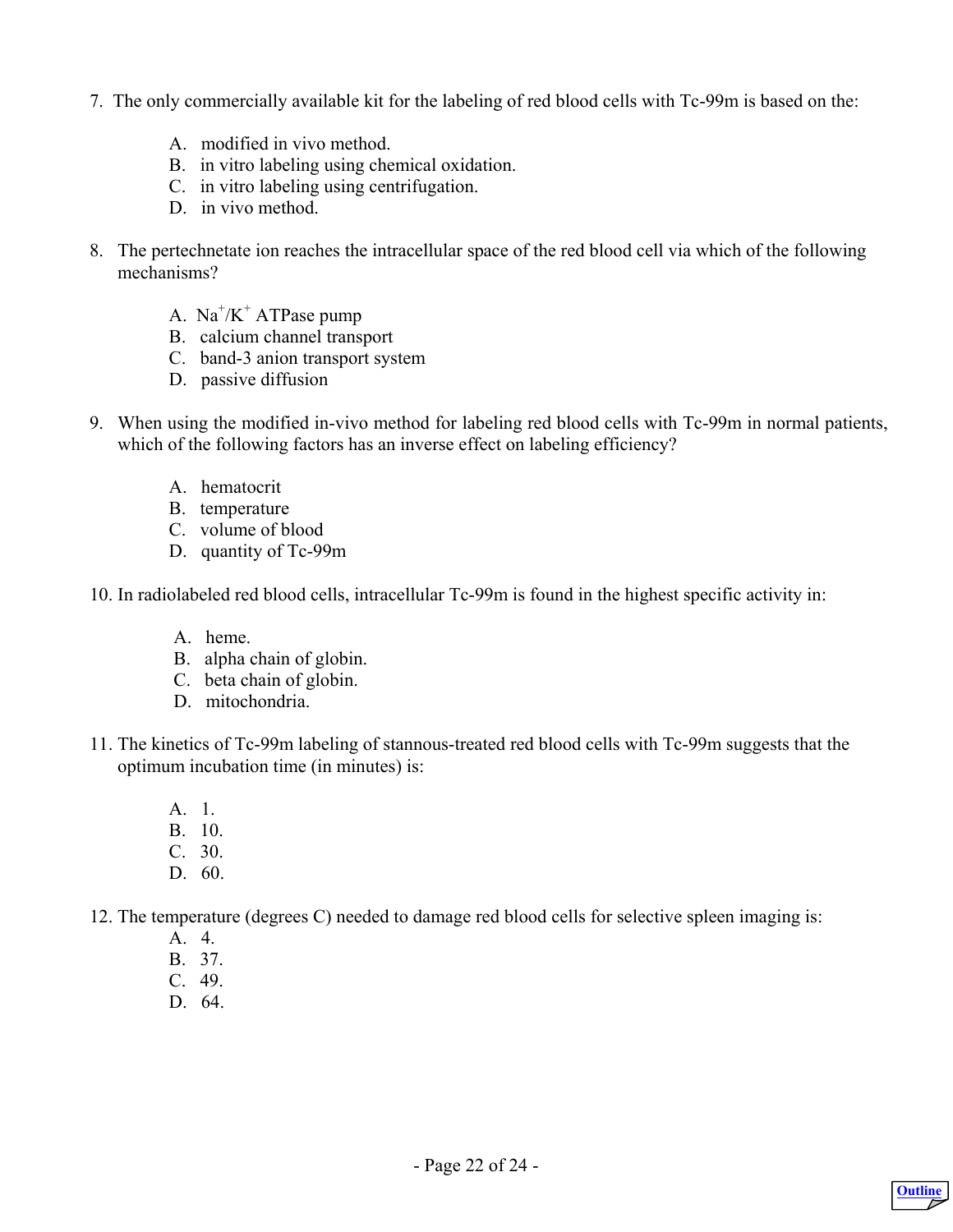7. The only commercially available kit for the labeling of red blood cells with Tc-99m is based on the:

   A. modified in vivo method.
   B. in vitro labeling using chemical oxidation.
   C. in vitro labeling using centrifugation.
   D. in vivo method.

8. The pertechnetate ion reaches the intracellular space of the red blood cell via which of the following mechanisms?

   A. $Na^+/K^+$ ATPase pump
   B. calcium channel transport
   C. band-3 anion transport system
   D. passive diffusion

9. When using the modified in-vivo method for labeling red blood cells with Tc-99m in normal patients, which of the following factors has an inverse effect on labeling efficiency?

   A. hematocrit
   B. temperature
   C. volume of blood
   D. quantity of Tc-99m

10. In radiolabeled red blood cells, intracellular Tc-99m is found in the highest specific activity in:

    A. heme.
    B. alpha chain of globin.
    C. beta chain of globin.
    D. mitochondria.

11. The kinetics of Tc-99m labeling of stannous-treated red blood cells with Tc-99m suggests that the optimum incubation time (in minutes) is:

    A. 1.
    B. 10.
    C. 30.
    D. 60.

12. The temperature (degrees C) needed to damage red blood cells for selective spleen imaging is:

    A. 4.
    B. 37.
    C. 49.
    D. 64.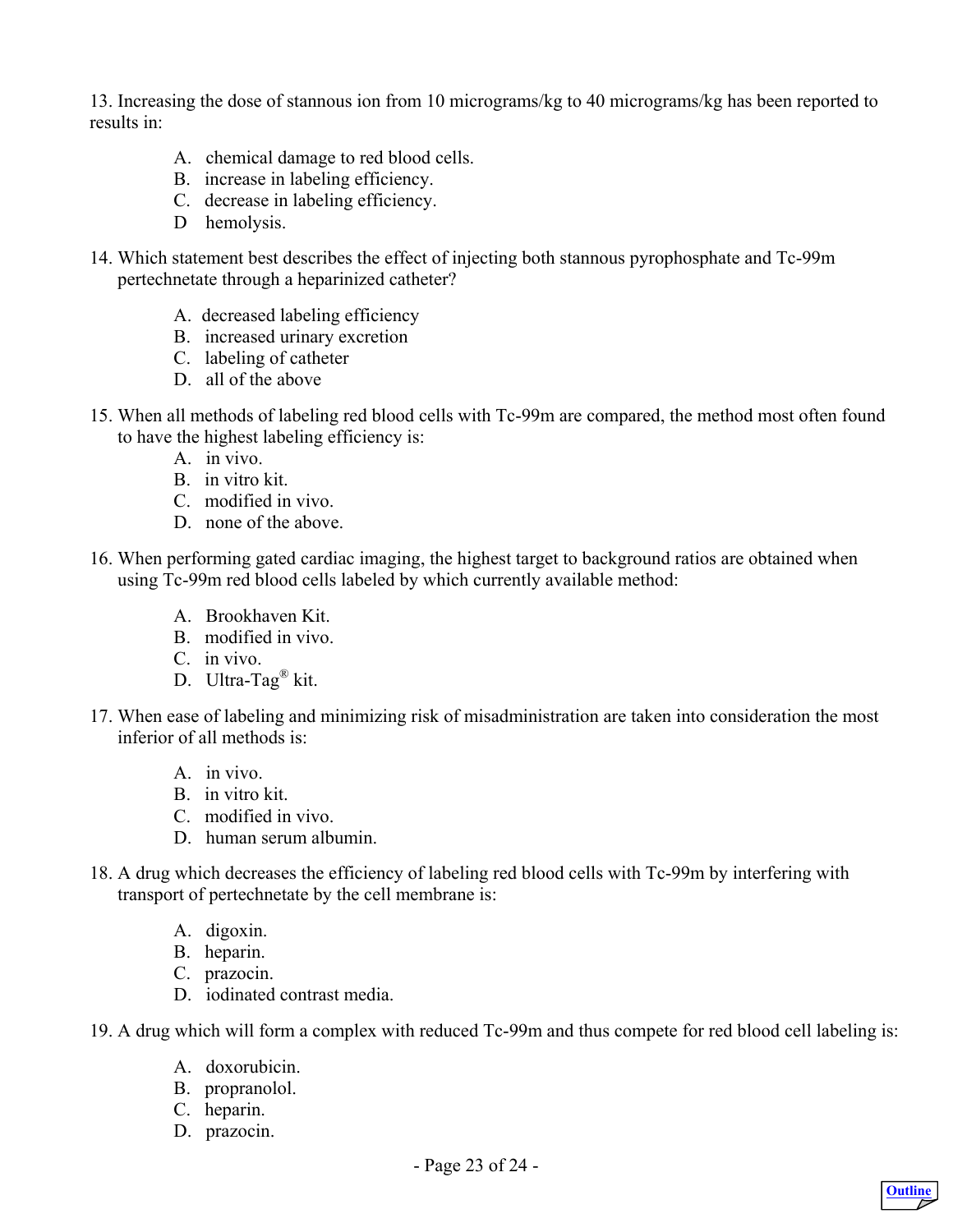13. Increasing the dose of stannous ion from 10 micrograms/kg to 40 micrograms/kg has been reported to results in:

    A. chemical damage to red blood cells.
    B. increase in labeling efficiency.
    C. decrease in labeling efficiency.
    D hemolysis.

14. Which statement best describes the effect of injecting both stannous pyrophosphate and Tc-99m pertechnetate through a heparinized catheter?

    A. decreased labeling efficiency
    B. increased urinary excretion
    C. labeling of catheter
    D. all of the above

15. When all methods of labeling red blood cells with Tc-99m are compared, the method most often found to have the highest labeling efficiency is:

    A. in vivo.
    B. in vitro kit.
    C. modified in vivo.
    D. none of the above.

16. When performing gated cardiac imaging, the highest target to background ratios are obtained when using Tc-99m red blood cells labeled by which currently available method:

    A. Brookhaven Kit.
    B. modified in vivo.
    C. in vivo.
    D. Ultra-Tag® kit.

17. When ease of labeling and minimizing risk of misadministration are taken into consideration the most inferior of all methods is:

    A. in vivo.
    B. in vitro kit.
    C. modified in vivo.
    D. human serum albumin.

18. A drug which decreases the efficiency of labeling red blood cells with Tc-99m by interfering with transport of pertechnetate by the cell membrane is:

    A. digoxin.
    B. heparin.
    C. prazocin.
    D. iodinated contrast media.

19. A drug which will form a complex with reduced Tc-99m and thus compete for red blood cell labeling is:

    A. doxorubicin.
    B. propranolol.
    C. heparin.
    D. prazocin.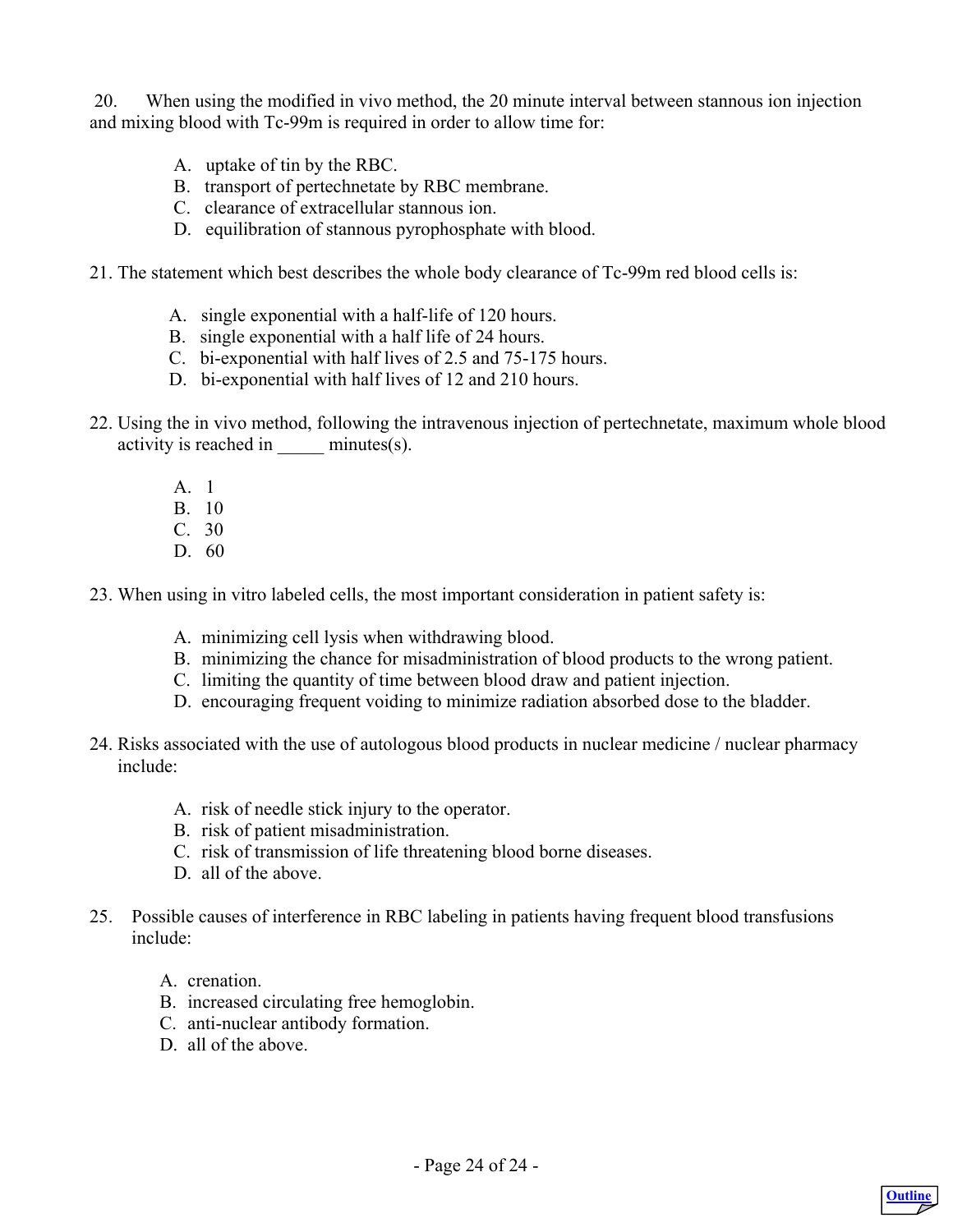20. When using the modified in vivo method, the 20 minute interval between stannous ion injection and mixing blood with Tc-99m is required in order to allow time for:

   A. uptake of tin by the RBC.
   B. transport of pertechnetate by RBC membrane.
   C. clearance of extracellular stannous ion.
   D. equilibration of stannous pyrophosphate with blood.

21. The statement which best describes the whole body clearance of Tc-99m red blood cells is:

   A. single exponential with a half-life of 120 hours.
   B. single exponential with a half life of 24 hours.
   C. bi-exponential with half lives of 2.5 and 75-175 hours.
   D. bi-exponential with half lives of 12 and 210 hours.

22. Using the in vivo method, following the intravenous injection of pertechnetate, maximum whole blood activity is reached in _____ minutes(s).

   A. 1
   B. 10
   C. 30
   D. 60

23. When using in vitro labeled cells, the most important consideration in patient safety is:

   A. minimizing cell lysis when withdrawing blood.
   B. minimizing the chance for misadministration of blood products to the wrong patient.
   C. limiting the quantity of time between blood draw and patient injection.
   D. encouraging frequent voiding to minimize radiation absorbed dose to the bladder.

24. Risks associated with the use of autologous blood products in nuclear medicine / nuclear pharmacy include:

   A. risk of needle stick injury to the operator.
   B. risk of patient misadministration.
   C. risk of transmission of life threatening blood borne diseases.
   D. all of the above.

25. Possible causes of interference in RBC labeling in patients having frequent blood transfusions include:

   A. crenation.
   B. increased circulating free hemoglobin.
   C. anti-nuclear antibody formation.
   D. all of the above.